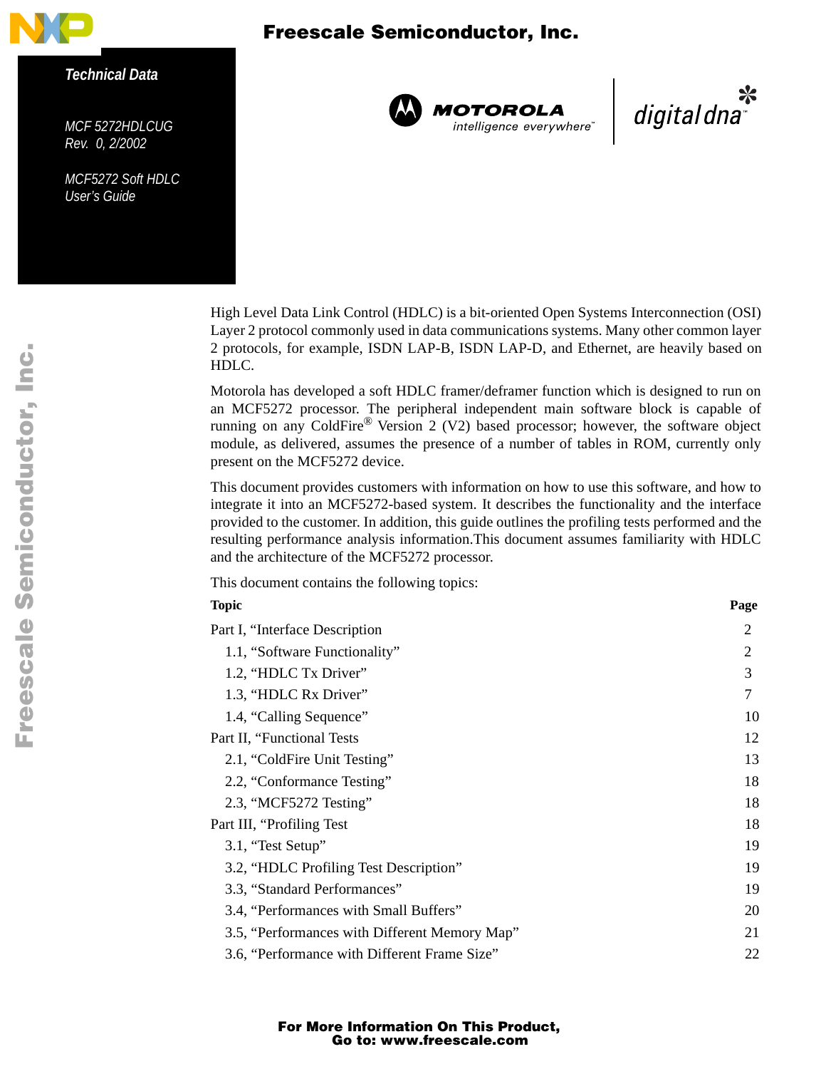**Technical Data**

MCF 5272HDLCUG
Rev. 0, 2/2002

# MCF5272 Soft HDLC User's Guide

High Level Data Link Control (HDLC) is a bit-oriented Open Systems Interconnection (OSI) Layer 2 protocol commonly used in data communications systems. Many other common layer 2 protocols, for example, ISDN LAP-B, ISDN LAP-D, and Ethernet, are heavily based on HDLC.

Motorola has developed a soft HDLC framer/deframer function which is designed to run on an MCF5272 processor. The peripheral independent main software block is capable of running on any ColdFire® Version 2 (V2) based processor; however, the software object module, as delivered, assumes the presence of a number of tables in ROM, currently only present on the MCF5272 device.

This document provides customers with information on how to use this software, and how to integrate it into an MCF5272-based system. It describes the functionality and the interface provided to the customer. In addition, this guide outlines the profiling tests performed and the resulting performance analysis information.This document assumes familiarity with HDLC and the architecture of the MCF5272 processor.

This document contains the following topics:

| Topic | Page |
|---|---|
| Part I, "Interface Description | 2 |
| 1.1, "Software Functionality" | 2 |
| 1.2, "HDLC Tx Driver" | 3 |
| 1.3, "HDLC Rx Driver" | 7 |
| 1.4, "Calling Sequence" | 10 |
| Part II, "Functional Tests | 12 |
| 2.1, "ColdFire Unit Testing" | 13 |
| 2.2, "Conformance Testing" | 18 |
| 2.3, "MCF5272 Testing" | 18 |
| Part III, "Profiling Test | 18 |
| 3.1, "Test Setup" | 19 |
| 3.2, "HDLC Profiling Test Description" | 19 |
| 3.3, "Standard Performances" | 19 |
| 3.4, "Performances with Small Buffers" | 20 |
| 3.5, "Performances with Different Memory Map" | 21 |
| 3.6, "Performance with Different Frame Size" | 22 |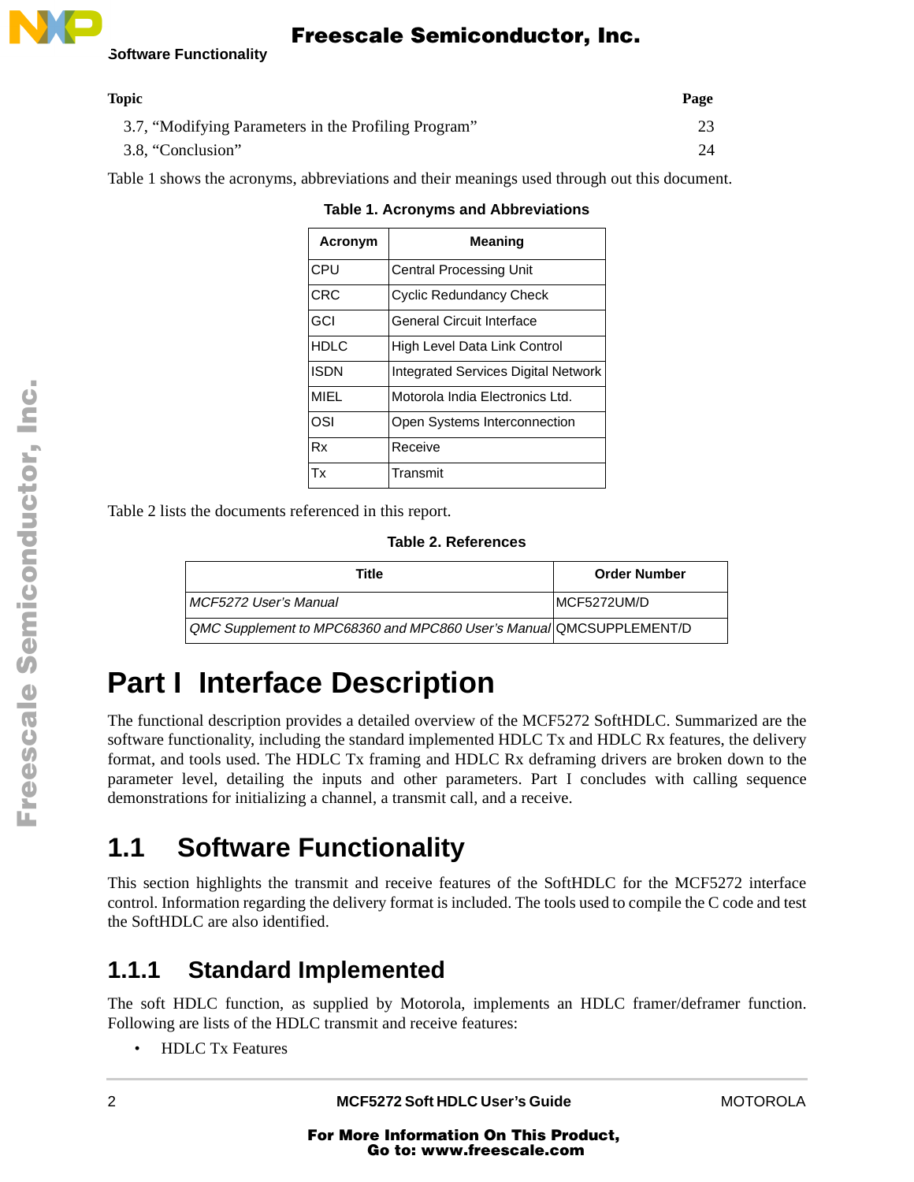| Topic | Page |
|---|---|
| 3.7, “Modifying Parameters in the Profiling Program” | 23 |
| 3.8, “Conclusion” | 24 |

Table 1 shows the acronyms, abbreviations and their meanings used through out this document.

**Table 1. Acronyms and Abbreviations**

| Acronym | Meaning |
|---|---|
| CPU | Central Processing Unit |
| CRC | Cyclic Redundancy Check |
| GCI | General Circuit Interface |
| HDLC | High Level Data Link Control |
| ISDN | Integrated Services Digital Network |
| MIEL | Motorola India Electronics Ltd. |
| OSI | Open Systems Interconnection |
| Rx | Receive |
| Tx | Transmit |

Table 2 lists the documents referenced in this report.

**Table 2. References**

| Title | Order Number |
|---|---|
| *MCF5272 User’s Manual* | MCF5272UM/D |
| *QMC Supplement to MPC68360 and MPC860 User’s Manual* | QMCSUPPLEMENT/D |

# Part I Interface Description

The functional description provides a detailed overview of the MCF5272 SoftHDLC. Summarized are the software functionality, including the standard implemented HDLC Tx and HDLC Rx features, the delivery format, and tools used. The HDLC Tx framing and HDLC Rx deframing drivers are broken down to the parameter level, detailing the inputs and other parameters. Part I concludes with calling sequence demonstrations for initializing a channel, a transmit call, and a receive.

## 1.1 Software Functionality

This section highlights the transmit and receive features of the SoftHDLC for the MCF5272 interface control. Information regarding the delivery format is included. The tools used to compile the C code and test the SoftHDLC are also identified.

### 1.1.1 Standard Implemented

The soft HDLC function, as supplied by Motorola, implements an HDLC framer/deframer function. Following are lists of the HDLC transmit and receive features:

- HDLC Tx Features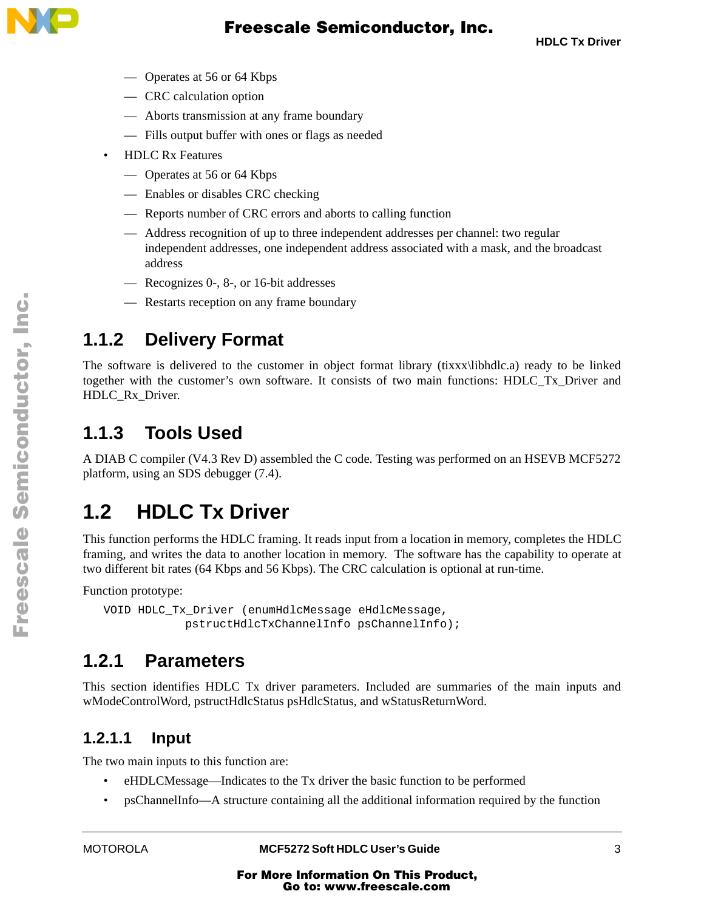- Operates at 56 or 64 Kbps
  - CRC calculation option
  - Aborts transmission at any frame boundary
  - Fills output buffer with ones or flags as needed
- HDLC Rx Features
  - Operates at 56 or 64 Kbps
  - Enables or disables CRC checking
  - Reports number of CRC errors and aborts to calling function
  - Address recognition of up to three independent addresses per channel: two regular independent addresses, one independent address associated with a mask, and the broadcast address
  - Recognizes 0-, 8-, or 16-bit addresses
  - Restarts reception on any frame boundary

### 1.1.2 Delivery Format

The software is delivered to the customer in object format library (tixxx\libhdlc.a) ready to be linked together with the customer's own software. It consists of two main functions: HDLC_Tx_Driver and HDLC_Rx_Driver.

### 1.1.3 Tools Used

A DIAB C compiler (V4.3 Rev D) assembled the C code. Testing was performed on an HSEVB MCF5272 platform, using an SDS debugger (7.4).

## 1.2 HDLC Tx Driver

This function performs the HDLC framing. It reads input from a location in memory, completes the HDLC framing, and writes the data to another location in memory. The software has the capability to operate at two different bit rates (64 Kbps and 56 Kbps). The CRC calculation is optional at run-time.

Function prototype:

```
VOID HDLC_Tx_Driver (enumHdlcMessage eHdlcMessage,
          pstructHdlcTxChannelInfo psChannelInfo);
```

### 1.2.1 Parameters

This section identifies HDLC Tx driver parameters. Included are summaries of the main inputs and wModeControlWord, pstructHdlcStatus psHdlcStatus, and wStatusReturnWord.

#### 1.2.1.1 Input

The two main inputs to this function are:

- eHDLCMessage—Indicates to the Tx driver the basic function to be performed
- psChannelInfo—A structure containing all the additional information required by the function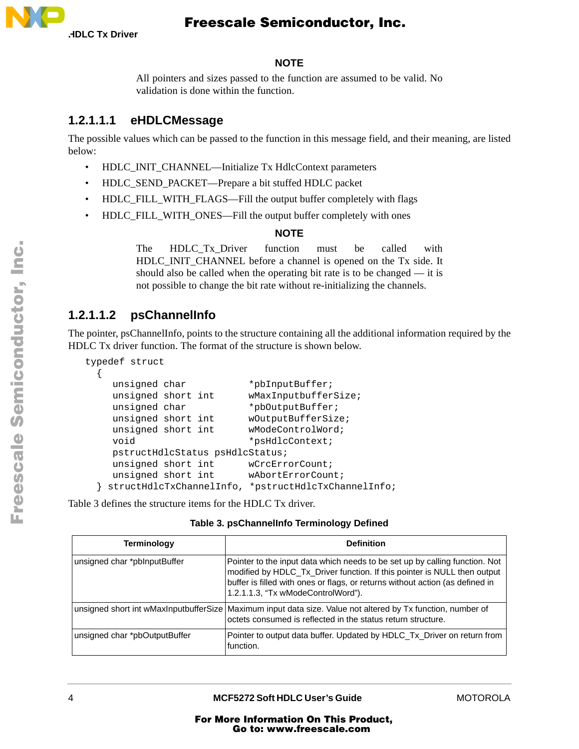**NOTE**

All pointers and sizes passed to the function are assumed to be valid. No validation is done within the function.

#### 1.2.1.1.1 eHDLCMessage

The possible values which can be passed to the function in this message field, and their meaning, are listed below:

- HDLC_INIT_CHANNEL—Initialize Tx HdlcContext parameters
- HDLC_SEND_PACKET—Prepare a bit stuffed HDLC packet
- HDLC_FILL_WITH_FLAGS—Fill the output buffer completely with flags
- HDLC_FILL_WITH_ONES—Fill the output buffer completely with ones

**NOTE**

The HDLC_Tx_Driver function must be called with HDLC_INIT_CHANNEL before a channel is opened on the Tx side. It should also be called when the operating bit rate is to be changed — it is not possible to change the bit rate without re-initializing the channels.

#### 1.2.1.1.2 psChannelInfo

The pointer, psChannelInfo, points to the structure containing all the additional information required by the HDLC Tx driver function. The format of the structure is shown below.

```
typedef struct
  {
     unsigned char           *pbInputBuffer;
     unsigned short int      wMaxInputbufferSize;
     unsigned char           *pbOutputBuffer;
     unsigned short int      wOutputBufferSize;
     unsigned short int      wModeControlWord;
     void                    *psHdlcContext;
     pstructHdlcStatus psHdlcStatus;
     unsigned short int      wCrcErrorCount;
     unsigned short int      wAbortErrorCount;
  } structHdlcTxChannelInfo, *pstructHdlcTxChannelInfo;
```

Table 3 defines the structure items for the HDLC Tx driver.

**Table 3. psChannelInfo Terminology Defined**

| Terminology | Definition |
|---|---|
| unsigned char *pbInputBuffer | Pointer to the input data which needs to be set up by calling function. Not modified by HDLC_Tx_Driver function. If this pointer is NULL then output buffer is filled with ones or flags, or returns without action (as defined in 1.2.1.1.3, “Tx wModeControlWord”). |
| unsigned short int wMaxInputbufferSize | Maximum input data size. Value not altered by Tx function, number of octets consumed is reflected in the status return structure. |
| unsigned char *pbOutputBuffer | Pointer to output data buffer. Updated by HDLC_Tx_Driver on return from function. |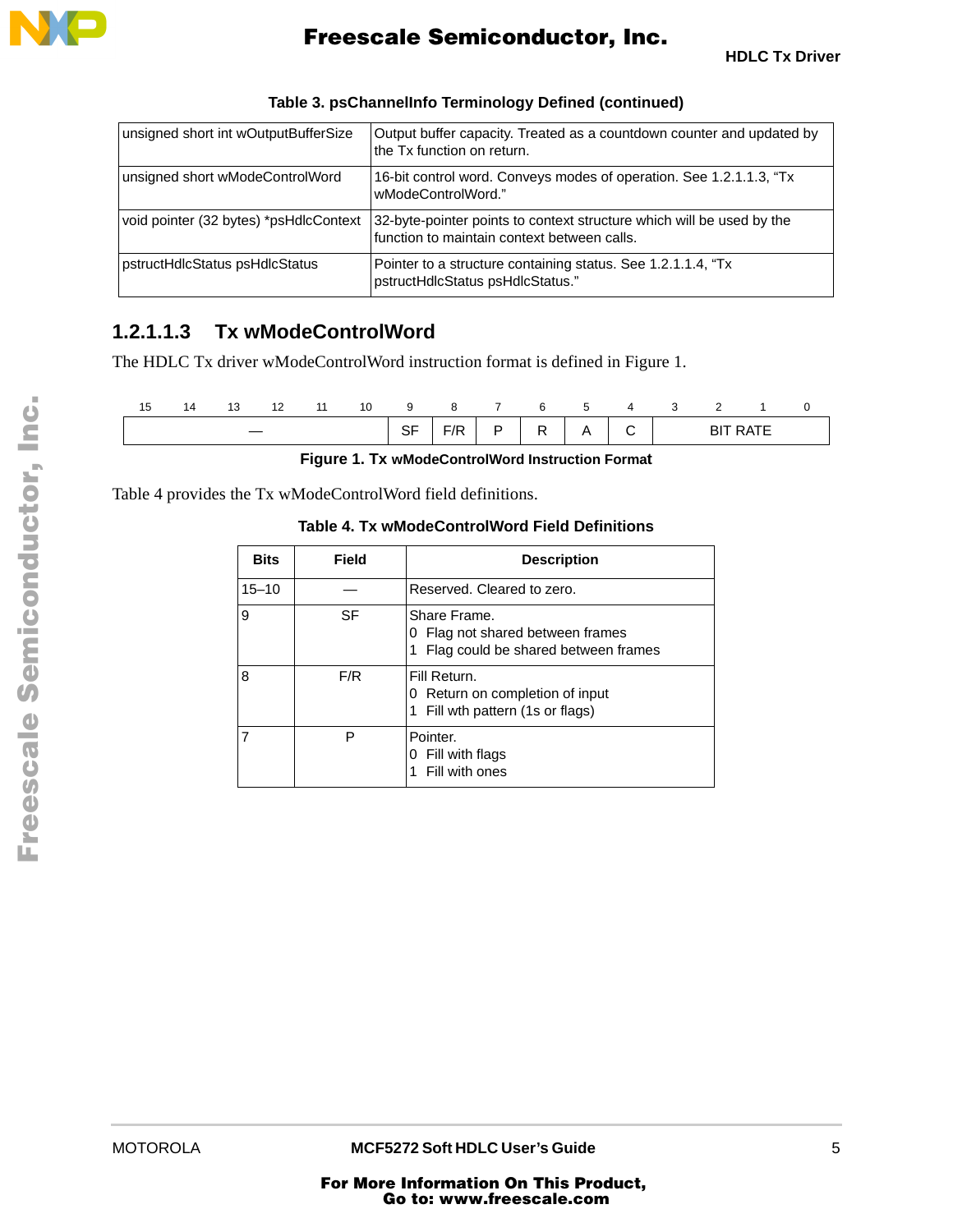**Table 3. psChannelInfo Terminology Defined (continued)**

| | |
|---|---|
| unsigned short int wOutputBufferSize | Output buffer capacity. Treated as a countdown counter and updated by the Tx function on return. |
| unsigned short wModeControlWord | 16-bit control word. Conveys modes of operation. See 1.2.1.1.3, "Tx wModeControlWord." |
| void pointer (32 bytes) *psHdlcContext | 32-byte-pointer points to context structure which will be used by the function to maintain context between calls. |
| pstructHdlcStatus psHdlcStatus | Pointer to a structure containing status. See 1.2.1.1.4, "Tx pstructHdlcStatus psHdlcStatus." |

#### 1.2.1.1.3 Tx wModeControlWord

The HDLC Tx driver wModeControlWord instruction format is defined in Figure 1.

| 15 | 14 | 13 | 12 | 11 | 10 | 9 | 8 | 7 | 6 | 5 | 4 | 3 | 2 | 1 | 0 |
|---|---|---|---|---|---|---|---|---|---|---|---|---|---|---|---|
| — | | | | | | SF | F/R | P | R | A | C | BIT RATE | | | |

**Figure 1. Tx wModeControlWord Instruction Format**

Table 4 provides the Tx wModeControlWord field definitions.

**Table 4. Tx wModeControlWord Field Definitions**

| Bits | Field | Description |
|---|---|---|
| 15–10 | — | Reserved. Cleared to zero. |
| 9 | SF | Share Frame.<br>0 Flag not shared between frames<br>1 Flag could be shared between frames |
| 8 | F/R | Fill Return.<br>0 Return on completion of input<br>1 Fill wth pattern (1s or flags) |
| 7 | P | Pointer.<br>0 Fill with flags<br>1 Fill with ones |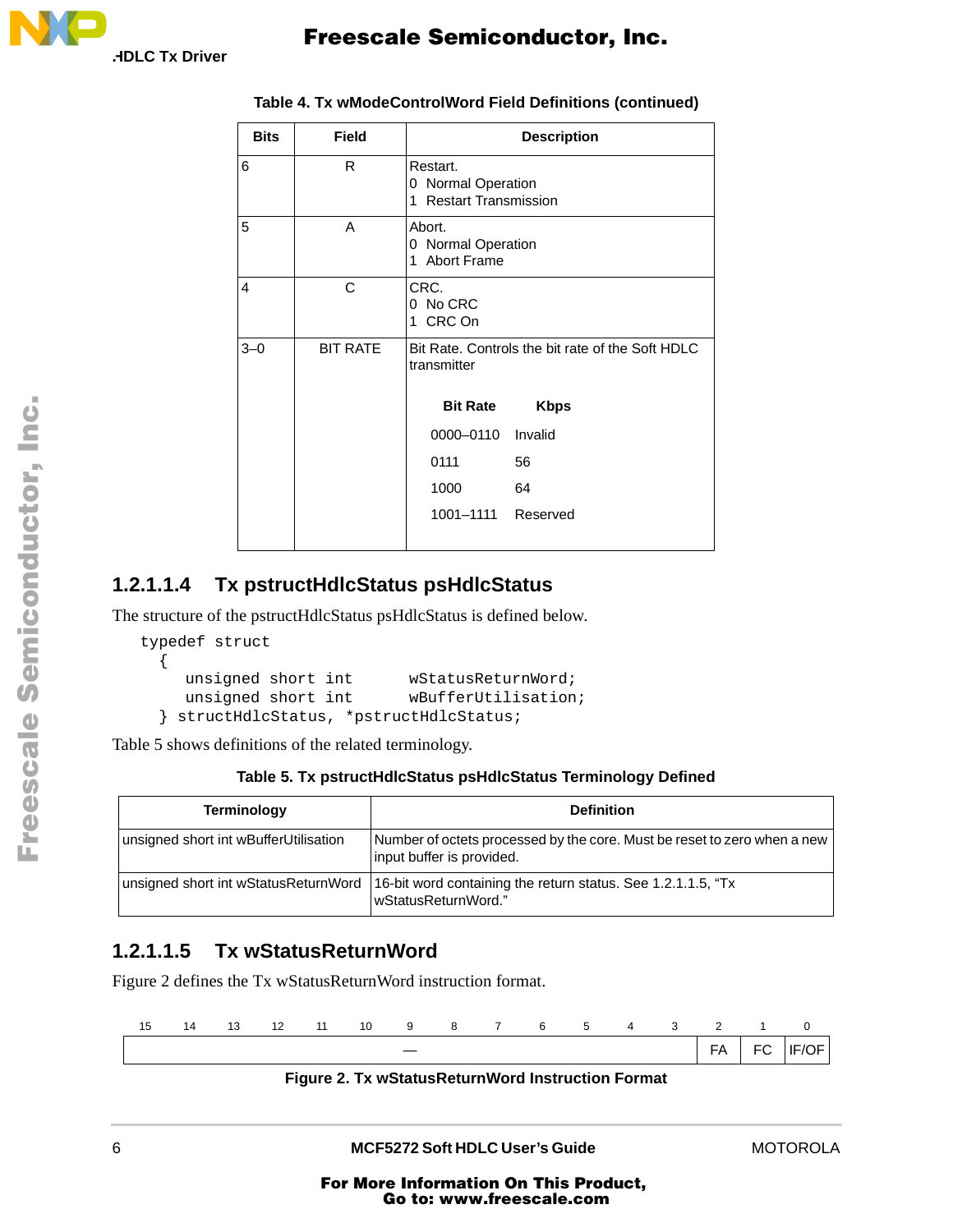**Table 4. Tx wModeControlWord Field Definitions (continued)**

| Bits | Field | Description |
|---|---|---|
| 6 | R | Restart.<br>0 Normal Operation<br>1 Restart Transmission |
| 5 | A | Abort.<br>0 Normal Operation<br>1 Abort Frame |
| 4 | C | CRC.<br>0 No CRC<br>1 CRC On |
| 3–0 | BIT RATE | Bit Rate. Controls the bit rate of the Soft HDLC transmitter<br><br>**Bit Rate** **Kbps**<br>0000–0110 Invalid<br>0111 56<br>1000 64<br>1001–1111 Reserved |

#### 1.2.1.1.4 Tx pstructHdlcStatus psHdlcStatus

The structure of the pstructHdlcStatus psHdlcStatus is defined below.

```
typedef struct
  {
     unsigned short int      wStatusReturnWord;
     unsigned short int      wBufferUtilisation;
  } structHdlcStatus, *pstructHdlcStatus;
```

Table 5 shows definitions of the related terminology.

**Table 5. Tx pstructHdlcStatus psHdlcStatus Terminology Defined**

| Terminology | Definition |
|---|---|
| unsigned short int wBufferUtilisation | Number of octets processed by the core. Must be reset to zero when a new input buffer is provided. |
| unsigned short int wStatusReturnWord | 16-bit word containing the return status. See 1.2.1.1.5, "Tx wStatusReturnWord." |

#### 1.2.1.1.5 Tx wStatusReturnWord

Figure 2 defines the Tx wStatusReturnWord instruction format.

| 15–3 | 2 | 1 | 0 |
|---|---|---|---|
| — | FA | FC | IF/OF |

**Figure 2. Tx wStatusReturnWord Instruction Format**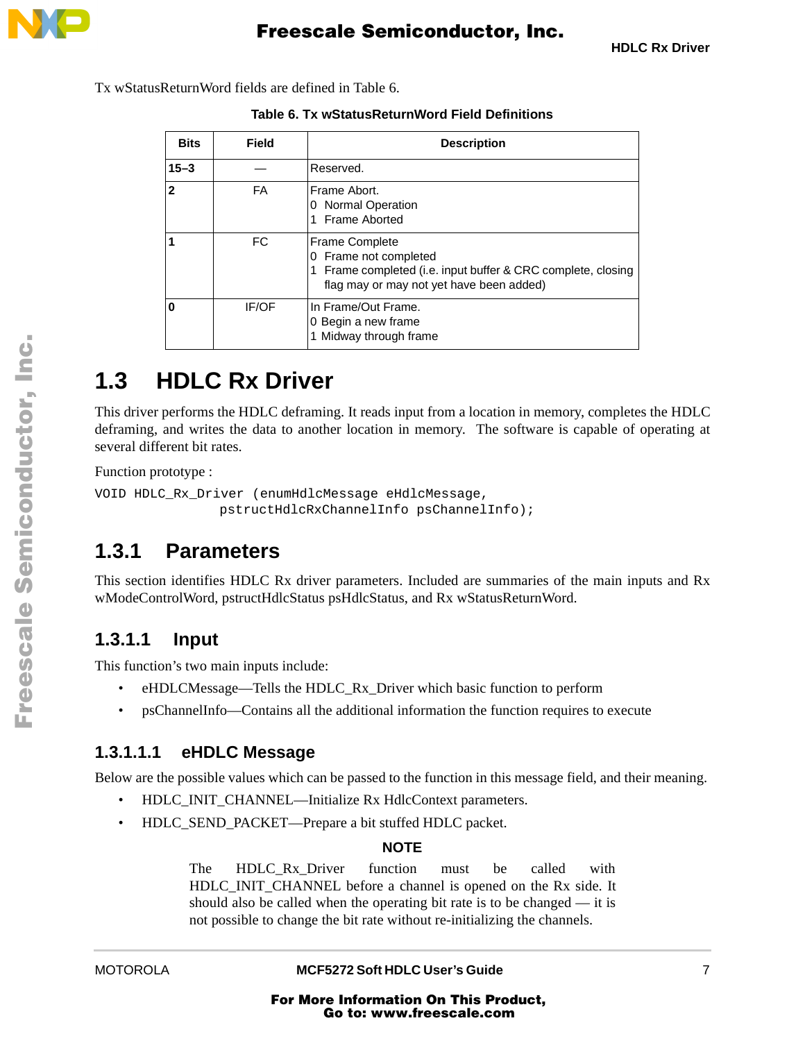Tx wStatusReturnWord fields are defined in Table 6.

**Table 6. Tx wStatusReturnWord Field Definitions**

| Bits | Field | Description |
|---|---|---|
| 15–3 | — | Reserved. |
| 2 | FA | Frame Abort.<br>0 Normal Operation<br>1 Frame Aborted |
| 1 | FC | Frame Complete<br>0 Frame not completed<br>1 Frame completed (i.e. input buffer & CRC complete, closing flag may or may not yet have been added) |
| 0 | IF/OF | In Frame/Out Frame.<br>0 Begin a new frame<br>1 Midway through frame |

## 1.3 HDLC Rx Driver

This driver performs the HDLC deframing. It reads input from a location in memory, completes the HDLC deframing, and writes the data to another location in memory. The software is capable of operating at several different bit rates.

Function prototype :

```
VOID HDLC_Rx_Driver (enumHdlcMessage eHdlcMessage,
               pstructHdlcRxChannelInfo psChannelInfo);
```

### 1.3.1 Parameters

This section identifies HDLC Rx driver parameters. Included are summaries of the main inputs and Rx wModeControlWord, pstructHdlcStatus psHdlcStatus, and Rx wStatusReturnWord.

#### 1.3.1.1 Input

This function's two main inputs include:

- eHDLCMessage—Tells the HDLC_Rx_Driver which basic function to perform
- psChannelInfo—Contains all the additional information the function requires to execute

##### 1.3.1.1.1 eHDLC Message

Below are the possible values which can be passed to the function in this message field, and their meaning.

- HDLC_INIT_CHANNEL—Initialize Rx HdlcContext parameters.
- HDLC_SEND_PACKET—Prepare a bit stuffed HDLC packet.

**NOTE**

The HDLC_Rx_Driver function must be called with HDLC_INIT_CHANNEL before a channel is opened on the Rx side. It should also be called when the operating bit rate is to be changed — it is not possible to change the bit rate without re-initializing the channels.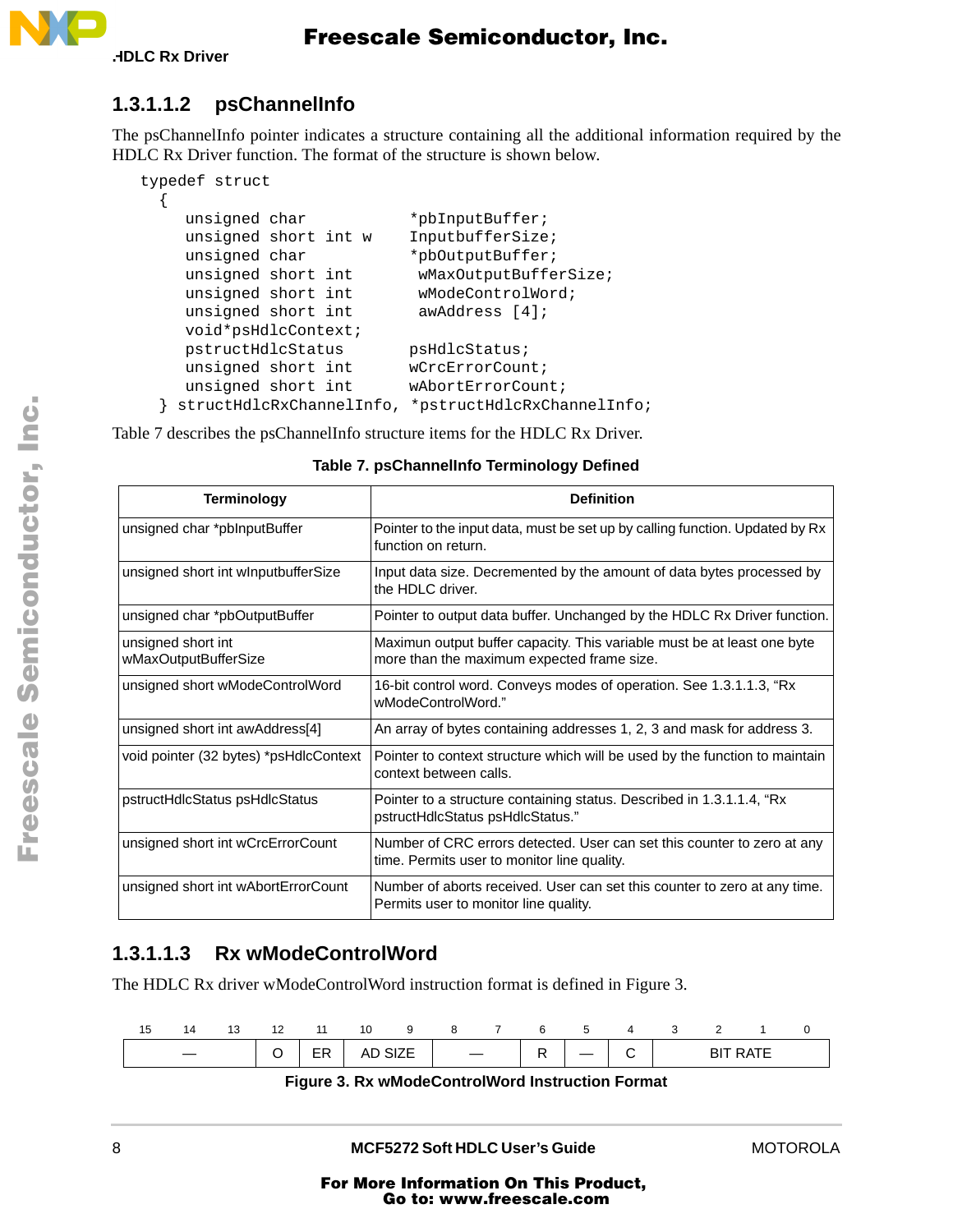### 1.3.1.1.2 psChannelInfo

The psChannelInfo pointer indicates a structure containing all the additional information required by the HDLC Rx Driver function. The format of the structure is shown below.

```
typedef struct
  {
     unsigned char           *pbInputBuffer;
     unsigned short int w    InputbufferSize;
     unsigned char           *pbOutputBuffer;
     unsigned short int       wMaxOutputBufferSize;
     unsigned short int       wModeControlWord;
     unsigned short int       awAddress [4];
     void*psHdlcContext;
     pstructHdlcStatus       psHdlcStatus;
     unsigned short int      wCrcErrorCount;
     unsigned short int      wAbortErrorCount;
  } structHdlcRxChannelInfo, *pstructHdlcRxChannelInfo;
```

Table 7 describes the psChannelInfo structure items for the HDLC Rx Driver.

**Table 7. psChannelInfo Terminology Defined**

| Terminology | Definition |
|---|---|
| unsigned char *pbInputBuffer | Pointer to the input data, must be set up by calling function. Updated by Rx function on return. |
| unsigned short int wInputbufferSize | Input data size. Decremented by the amount of data bytes processed by the HDLC driver. |
| unsigned char *pbOutputBuffer | Pointer to output data buffer. Unchanged by the HDLC Rx Driver function. |
| unsigned short int wMaxOutputBufferSize | Maximun output buffer capacity. This variable must be at least one byte more than the maximum expected frame size. |
| unsigned short wModeControlWord | 16-bit control word. Conveys modes of operation. See 1.3.1.1.3, “Rx wModeControlWord.” |
| unsigned short int awAddress[4] | An array of bytes containing addresses 1, 2, 3 and mask for address 3. |
| void pointer (32 bytes) *psHdlcContext | Pointer to context structure which will be used by the function to maintain context between calls. |
| pstructHdlcStatus psHdlcStatus | Pointer to a structure containing status. Described in 1.3.1.1.4, “Rx pstructHdlcStatus psHdlcStatus.” |
| unsigned short int wCrcErrorCount | Number of CRC errors detected. User can set this counter to zero at any time. Permits user to monitor line quality. |
| unsigned short int wAbortErrorCount | Number of aborts received. User can set this counter to zero at any time. Permits user to monitor line quality. |

### 1.3.1.1.3 Rx wModeControlWord

The HDLC Rx driver wModeControlWord instruction format is defined in Figure 3.

| 15 | 14 | 13 | 12 | 11 | 10 | 9 | 8 | 7 | 6 | 5 | 4 | 3 | 2 | 1 | 0 |
|---|---|---|---|---|---|---|---|---|---|---|---|---|---|---|---|
| — | | | O | ER | AD SIZE | | — | | R | — | C | BIT RATE | | | |

**Figure 3. Rx wModeControlWord Instruction Format**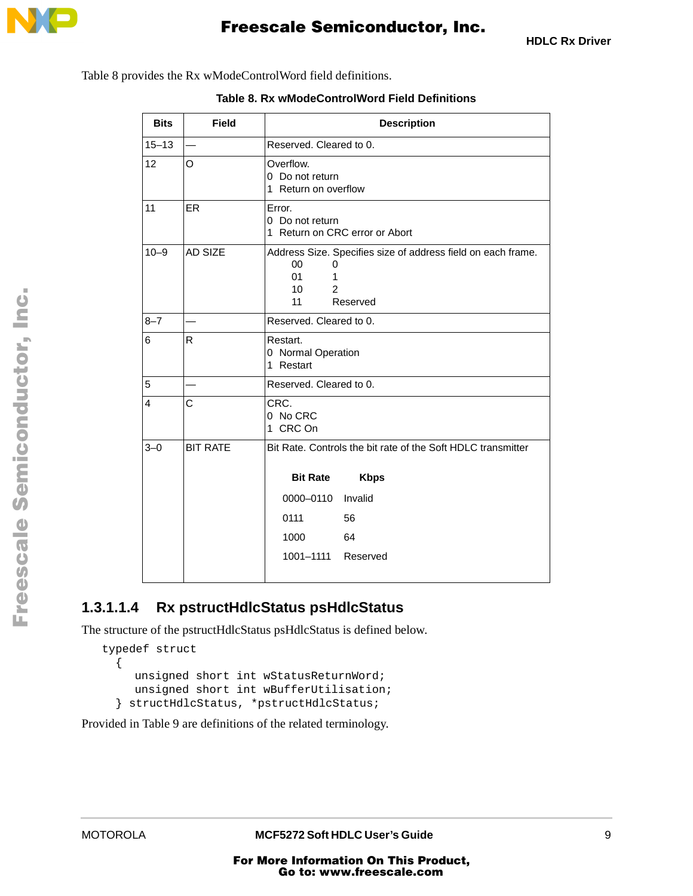Table 8 provides the Rx wModeControlWord field definitions.

**Table 8. Rx wModeControlWord Field Definitions**

| Bits | Field | Description |
|---|---|---|
| 15–13 | — | Reserved. Cleared to 0. |
| 12 | O | Overflow.<br>0 Do not return<br>1 Return on overflow |
| 11 | ER | Error.<br>0 Do not return<br>1 Return on CRC error or Abort |
| 10–9 | AD SIZE | Address Size. Specifies size of address field on each frame.<br>00 0<br>01 1<br>10 2<br>11 Reserved |
| 8–7 | — | Reserved. Cleared to 0. |
| 6 | R | Restart.<br>0 Normal Operation<br>1 Restart |
| 5 | — | Reserved. Cleared to 0. |
| 4 | C | CRC.<br>0 No CRC<br>1 CRC On |
| 3–0 | BIT RATE | Bit Rate. Controls the bit rate of the Soft HDLC transmitter<br><br>**Bit Rate** **Kbps**<br>0000–0110 Invalid<br>0111 56<br>1000 64<br>1001–1111 Reserved |

#### 1.3.1.1.4 Rx pstructHdlcStatus psHdlcStatus

The structure of the pstructHdlcStatus psHdlcStatus is defined below.

```
typedef struct
  {
     unsigned short int wStatusReturnWord;
     unsigned short int wBufferUtilisation;
  } structHdlcStatus, *pstructHdlcStatus;
```

Provided in Table 9 are definitions of the related terminology.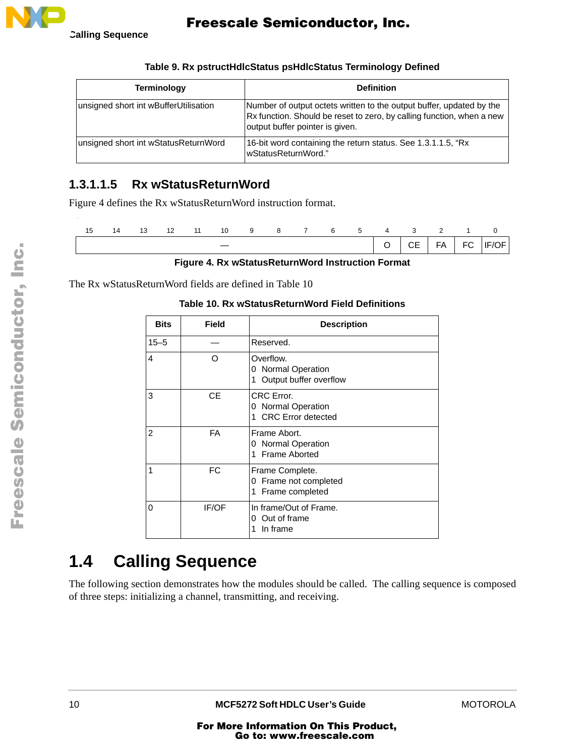**Table 9. Rx pstructHdlcStatus psHdlcStatus Terminology Defined**

| Terminology | Definition |
|---|---|
| unsigned short int wBufferUtilisation | Number of output octets written to the output buffer, updated by the Rx function. Should be reset to zero, by calling function, when a new output buffer pointer is given. |
| unsigned short int wStatusReturnWord | 16-bit word containing the return status. See 1.3.1.1.5, "Rx wStatusReturnWord." |

#### 1.3.1.1.5 Rx wStatusReturnWord

Figure 4 defines the Rx wStatusReturnWord instruction format.

| 15 | 14 | 13 | 12 | 11 | 10 | 9 | 8 | 7 | 6 | 5 | 4 | 3 | 2 | 1 | 0 |
|---|---|---|---|---|---|---|---|---|---|---|---|---|---|---|---|
| — | | | | | | | | | | | O | CE | FA | FC | IF/OF |

**Figure 4. Rx wStatusReturnWord Instruction Format**

The Rx wStatusReturnWord fields are defined in Table 10

**Table 10. Rx wStatusReturnWord Field Definitions**

| Bits | Field | Description |
|---|---|---|
| 15–5 | — | Reserved. |
| 4 | O | Overflow.<br>0 Normal Operation<br>1 Output buffer overflow |
| 3 | CE | CRC Error.<br>0 Normal Operation<br>1 CRC Error detected |
| 2 | FA | Frame Abort.<br>0 Normal Operation<br>1 Frame Aborted |
| 1 | FC | Frame Complete.<br>0 Frame not completed<br>1 Frame completed |
| 0 | IF/OF | In frame/Out of Frame.<br>0 Out of frame<br>1 In frame |

## 1.4 Calling Sequence

The following section demonstrates how the modules should be called. The calling sequence is composed of three steps: initializing a channel, transmitting, and receiving.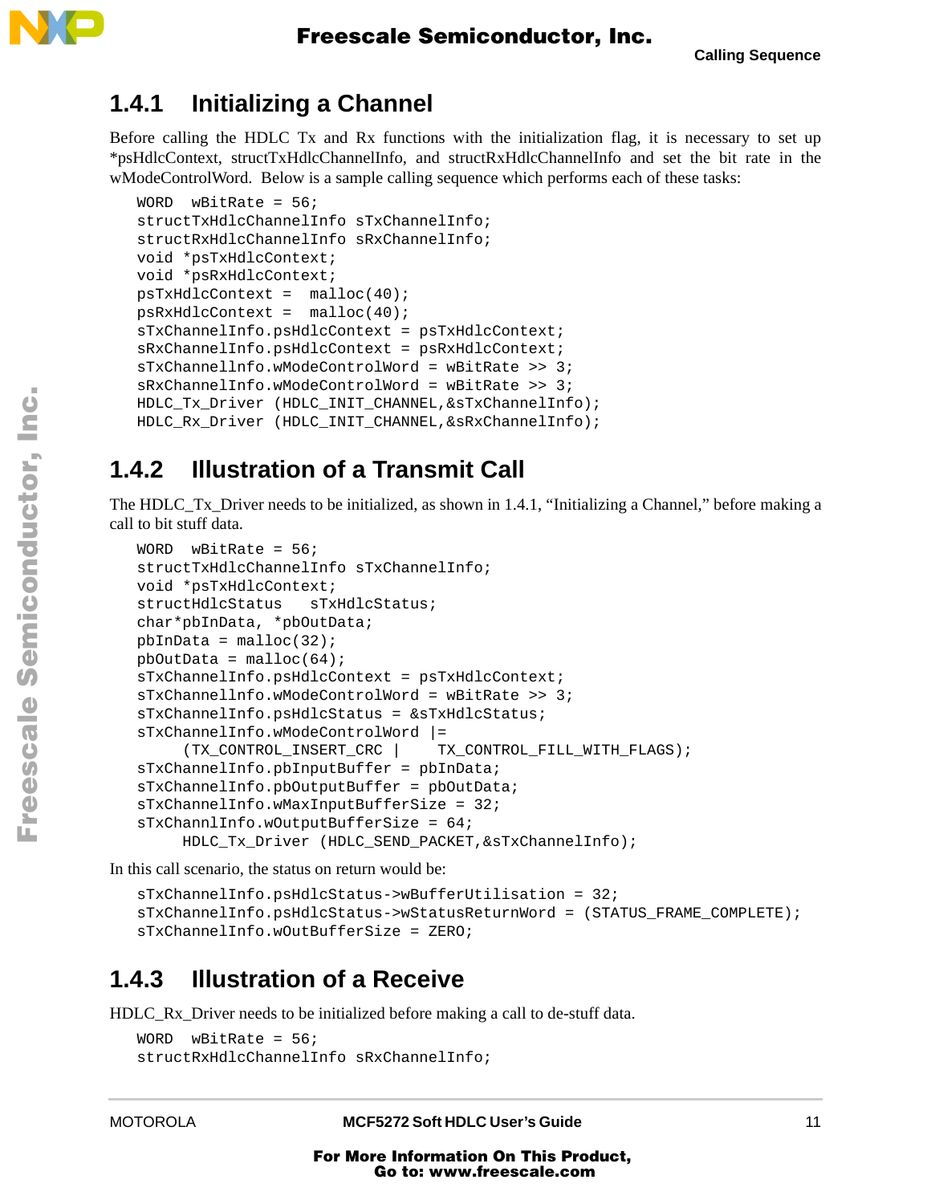### 1.4.1 Initializing a Channel

Before calling the HDLC Tx and Rx functions with the initialization flag, it is necessary to set up *psHdlcContext, structTxHdlcChannelInfo, and structRxHdlcChannelInfo and set the bit rate in the wModeControlWord. Below is a sample calling sequence which performs each of these tasks:

```
WORD  wBitRate = 56;
structTxHdlcChannelInfo sTxChannelInfo;
structRxHdlcChannelInfo sRxChannelInfo;
void *psTxHdlcContext;
void *psRxHdlcContext;
psTxHdlcContext =  malloc(40);
psRxHdlcContext =  malloc(40);
sTxChannelInfo.psHdlcContext = psTxHdlcContext;
sRxChannelInfo.psHdlcContext = psRxHdlcContext;
sTxChannellnfo.wModeControlWord = wBitRate >> 3;
sRxChannelInfo.wModeControlWord = wBitRate >> 3;
HDLC_Tx_Driver (HDLC_INIT_CHANNEL,&sTxChannelInfo);
HDLC_Rx_Driver (HDLC_INIT_CHANNEL,&sRxChannelInfo);
```

### 1.4.2 Illustration of a Transmit Call

The HDLC_Tx_Driver needs to be initialized, as shown in 1.4.1, “Initializing a Channel,” before making a call to bit stuff data.

```
WORD  wBitRate = 56;
structTxHdlcChannelInfo sTxChannelInfo;
void *psTxHdlcContext;
structHdlcStatus   sTxHdlcStatus;
char*pbInData, *pbOutData;
pbInData = malloc(32);
pbOutData = malloc(64);
sTxChannelInfo.psHdlcContext = psTxHdlcContext;
sTxChannellnfo.wModeControlWord = wBitRate >> 3;
sTxChannelInfo.psHdlcStatus = &sTxHdlcStatus;
sTxChannelInfo.wModeControlWord |=
     (TX_CONTROL_INSERT_CRC |    TX_CONTROL_FILL_WITH_FLAGS);
sTxChannelInfo.pbInputBuffer = pbInData;
sTxChannelInfo.pbOutputBuffer = pbOutData;
sTxChannelInfo.wMaxInputBufferSize = 32;
sTxChannlInfo.wOutputBufferSize = 64;
     HDLC_Tx_Driver (HDLC_SEND_PACKET,&sTxChannelInfo);
```

In this call scenario, the status on return would be:

```
sTxChannelInfo.psHdlcStatus->wBufferUtilisation = 32;
sTxChannelInfo.psHdlcStatus->wStatusReturnWord = (STATUS_FRAME_COMPLETE);
sTxChannelInfo.wOutBufferSize = ZERO;
```

### 1.4.3 Illustration of a Receive

HDLC_Rx_Driver needs to be initialized before making a call to de-stuff data.

```
WORD  wBitRate = 56;
structRxHdlcChannelInfo sRxChannelInfo;
```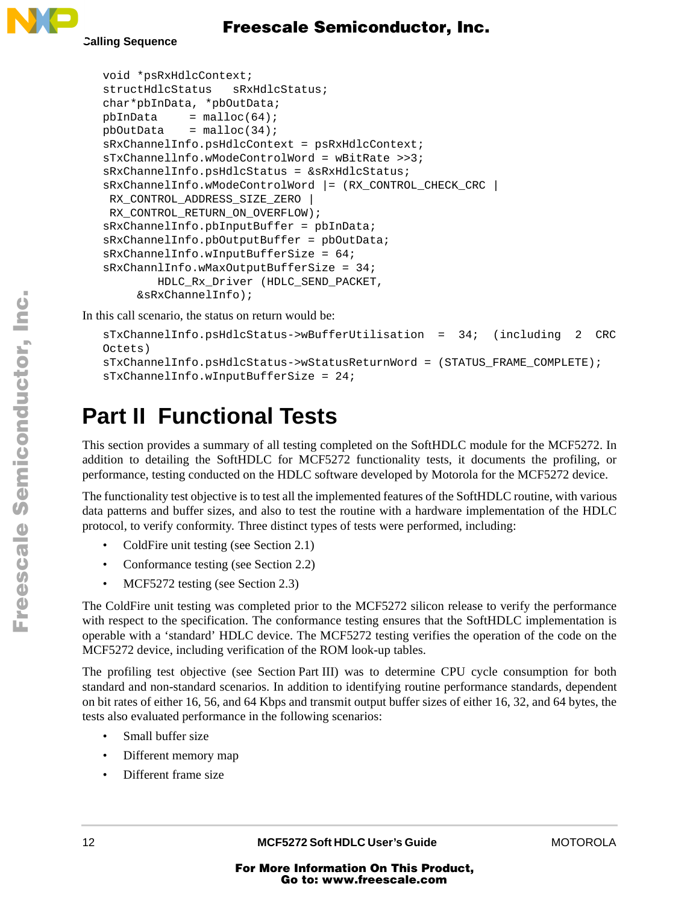```
void *psRxHdlcContext;
structHdlcStatus   sRxHdlcStatus;
char*pbInData, *pbOutData;
pbInData     = malloc(64);
pbOutData    = malloc(34);
sRxChannelInfo.psHdlcContext = psRxHdlcContext;
sTxChannellnfo.wModeControlWord = wBitRate >>3;
sRxChannelInfo.psHdlcStatus = &sRxHdlcStatus;
sRxChannelInfo.wModeControlWord |= (RX_CONTROL_CHECK_CRC |
 RX_CONTROL_ADDRESS_SIZE_ZERO |
 RX_CONTROL_RETURN_ON_OVERFLOW);
sRxChannelInfo.pbInputBuffer = pbInData;
sRxChannelInfo.pbOutputBuffer = pbOutData;
sRxChannelInfo.wInputBufferSize = 64;
sRxChannlInfo.wMaxOutputBufferSize = 34;
        HDLC_Rx_Driver (HDLC_SEND_PACKET,
     &sRxChannelInfo);
```

In this call scenario, the status on return would be:

```
sTxChannelInfo.psHdlcStatus->wBufferUtilisation  =  34;  (including  2  CRC
Octets)
sTxChannelInfo.psHdlcStatus->wStatusReturnWord = (STATUS_FRAME_COMPLETE);
sTxChannelInfo.wInputBufferSize = 24;
```

# Part II Functional Tests

This section provides a summary of all testing completed on the SoftHDLC module for the MCF5272. In addition to detailing the SoftHDLC for MCF5272 functionality tests, it documents the profiling, or performance, testing conducted on the HDLC software developed by Motorola for the MCF5272 device.

The functionality test objective is to test all the implemented features of the SoftHDLC routine, with various data patterns and buffer sizes, and also to test the routine with a hardware implementation of the HDLC protocol, to verify conformity. Three distinct types of tests were performed, including:

- ColdFire unit testing (see Section 2.1)
- Conformance testing (see Section 2.2)
- MCF5272 testing (see Section 2.3)

The ColdFire unit testing was completed prior to the MCF5272 silicon release to verify the performance with respect to the specification. The conformance testing ensures that the SoftHDLC implementation is operable with a 'standard' HDLC device. The MCF5272 testing verifies the operation of the code on the MCF5272 device, including verification of the ROM look-up tables.

The profiling test objective (see Section Part III) was to determine CPU cycle consumption for both standard and non-standard scenarios. In addition to identifying routine performance standards, dependent on bit rates of either 16, 56, and 64 Kbps and transmit output buffer sizes of either 16, 32, and 64 bytes, the tests also evaluated performance in the following scenarios:

- Small buffer size
- Different memory map
- Different frame size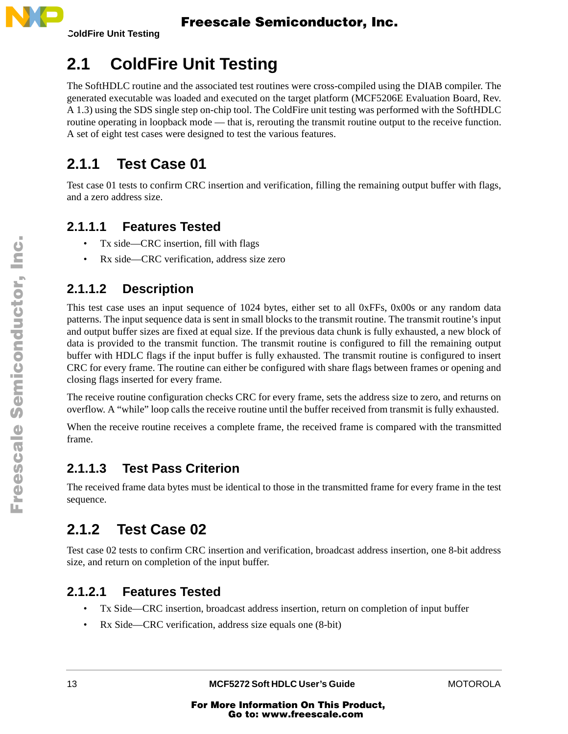## 2.1 ColdFire Unit Testing

The SoftHDLC routine and the associated test routines were cross-compiled using the DIAB compiler. The generated executable was loaded and executed on the target platform (MCF5206E Evaluation Board, Rev. A 1.3) using the SDS single step on-chip tool. The ColdFire unit testing was performed with the SoftHDLC routine operating in loopback mode — that is, rerouting the transmit routine output to the receive function. A set of eight test cases were designed to test the various features.

### 2.1.1 Test Case 01

Test case 01 tests to confirm CRC insertion and verification, filling the remaining output buffer with flags, and a zero address size.

#### 2.1.1.1 Features Tested

- Tx side—CRC insertion, fill with flags
- Rx side—CRC verification, address size zero

#### 2.1.1.2 Description

This test case uses an input sequence of 1024 bytes, either set to all 0xFFs, 0x00s or any random data patterns. The input sequence data is sent in small blocks to the transmit routine. The transmit routine's input and output buffer sizes are fixed at equal size. If the previous data chunk is fully exhausted, a new block of data is provided to the transmit function. The transmit routine is configured to fill the remaining output buffer with HDLC flags if the input buffer is fully exhausted. The transmit routine is configured to insert CRC for every frame. The routine can either be configured with share flags between frames or opening and closing flags inserted for every frame.

The receive routine configuration checks CRC for every frame, sets the address size to zero, and returns on overflow. A "while" loop calls the receive routine until the buffer received from transmit is fully exhausted.

When the receive routine receives a complete frame, the received frame is compared with the transmitted frame.

#### 2.1.1.3 Test Pass Criterion

The received frame data bytes must be identical to those in the transmitted frame for every frame in the test sequence.

### 2.1.2 Test Case 02

Test case 02 tests to confirm CRC insertion and verification, broadcast address insertion, one 8-bit address size, and return on completion of the input buffer.

#### 2.1.2.1 Features Tested

- Tx Side—CRC insertion, broadcast address insertion, return on completion of input buffer
- Rx Side—CRC verification, address size equals one (8-bit)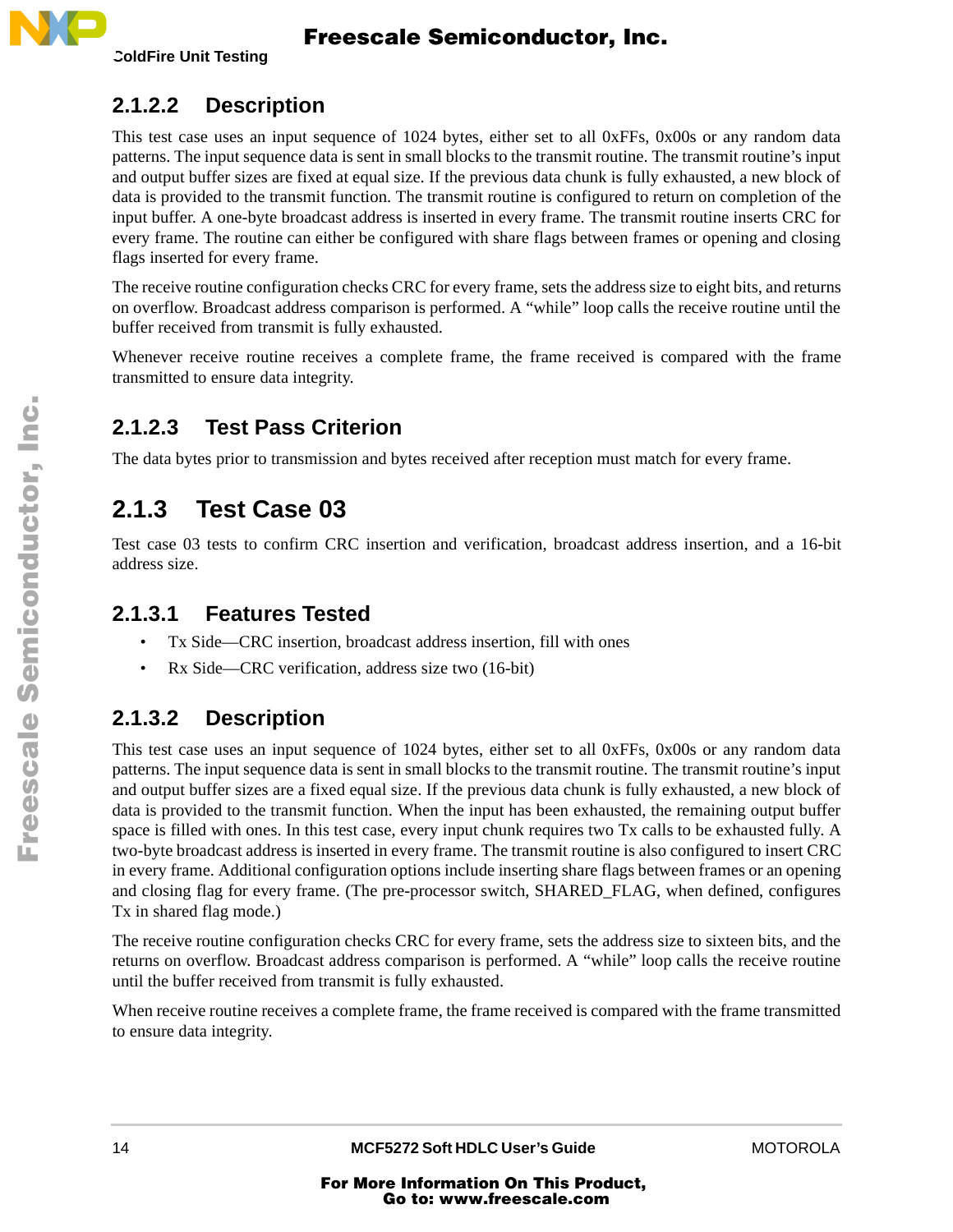### 2.1.2.2 Description

This test case uses an input sequence of 1024 bytes, either set to all 0xFFs, 0x00s or any random data patterns. The input sequence data is sent in small blocks to the transmit routine. The transmit routine's input and output buffer sizes are fixed at equal size. If the previous data chunk is fully exhausted, a new block of data is provided to the transmit function. The transmit routine is configured to return on completion of the input buffer. A one-byte broadcast address is inserted in every frame. The transmit routine inserts CRC for every frame. The routine can either be configured with share flags between frames or opening and closing flags inserted for every frame.

The receive routine configuration checks CRC for every frame, sets the address size to eight bits, and returns on overflow. Broadcast address comparison is performed. A "while" loop calls the receive routine until the buffer received from transmit is fully exhausted.

Whenever receive routine receives a complete frame, the frame received is compared with the frame transmitted to ensure data integrity.

### 2.1.2.3 Test Pass Criterion

The data bytes prior to transmission and bytes received after reception must match for every frame.

## 2.1.3 Test Case 03

Test case 03 tests to confirm CRC insertion and verification, broadcast address insertion, and a 16-bit address size.

### 2.1.3.1 Features Tested

- Tx Side—CRC insertion, broadcast address insertion, fill with ones
- Rx Side—CRC verification, address size two (16-bit)

### 2.1.3.2 Description

This test case uses an input sequence of 1024 bytes, either set to all 0xFFs, 0x00s or any random data patterns. The input sequence data is sent in small blocks to the transmit routine. The transmit routine's input and output buffer sizes are a fixed equal size. If the previous data chunk is fully exhausted, a new block of data is provided to the transmit function. When the input has been exhausted, the remaining output buffer space is filled with ones. In this test case, every input chunk requires two Tx calls to be exhausted fully. A two-byte broadcast address is inserted in every frame. The transmit routine is also configured to insert CRC in every frame. Additional configuration options include inserting share flags between frames or an opening and closing flag for every frame. (The pre-processor switch, SHARED_FLAG, when defined, configures Tx in shared flag mode.)

The receive routine configuration checks CRC for every frame, sets the address size to sixteen bits, and the returns on overflow. Broadcast address comparison is performed. A "while" loop calls the receive routine until the buffer received from transmit is fully exhausted.

When receive routine receives a complete frame, the frame received is compared with the frame transmitted to ensure data integrity.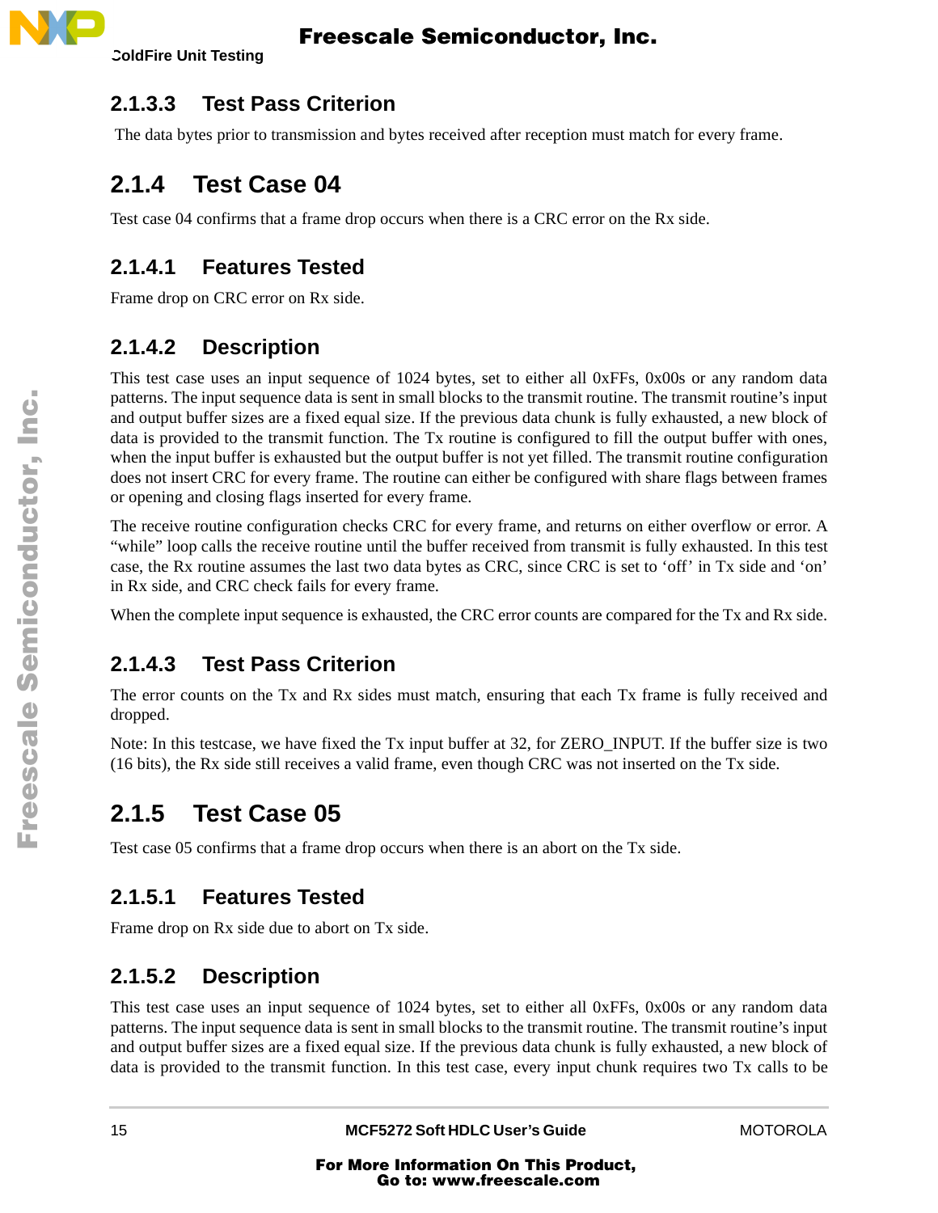### 2.1.3.3 Test Pass Criterion

The data bytes prior to transmission and bytes received after reception must match for every frame.

## 2.1.4 Test Case 04

Test case 04 confirms that a frame drop occurs when there is a CRC error on the Rx side.

### 2.1.4.1 Features Tested

Frame drop on CRC error on Rx side.

### 2.1.4.2 Description

This test case uses an input sequence of 1024 bytes, set to either all 0xFFs, 0x00s or any random data patterns. The input sequence data is sent in small blocks to the transmit routine. The transmit routine's input and output buffer sizes are a fixed equal size. If the previous data chunk is fully exhausted, a new block of data is provided to the transmit function. The Tx routine is configured to fill the output buffer with ones, when the input buffer is exhausted but the output buffer is not yet filled. The transmit routine configuration does not insert CRC for every frame. The routine can either be configured with share flags between frames or opening and closing flags inserted for every frame.

The receive routine configuration checks CRC for every frame, and returns on either overflow or error. A "while" loop calls the receive routine until the buffer received from transmit is fully exhausted. In this test case, the Rx routine assumes the last two data bytes as CRC, since CRC is set to 'off' in Tx side and 'on' in Rx side, and CRC check fails for every frame.

When the complete input sequence is exhausted, the CRC error counts are compared for the Tx and Rx side.

### 2.1.4.3 Test Pass Criterion

The error counts on the Tx and Rx sides must match, ensuring that each Tx frame is fully received and dropped.

Note: In this testcase, we have fixed the Tx input buffer at 32, for ZERO_INPUT. If the buffer size is two (16 bits), the Rx side still receives a valid frame, even though CRC was not inserted on the Tx side.

## 2.1.5 Test Case 05

Test case 05 confirms that a frame drop occurs when there is an abort on the Tx side.

### 2.1.5.1 Features Tested

Frame drop on Rx side due to abort on Tx side.

### 2.1.5.2 Description

This test case uses an input sequence of 1024 bytes, set to either all 0xFFs, 0x00s or any random data patterns. The input sequence data is sent in small blocks to the transmit routine. The transmit routine's input and output buffer sizes are a fixed equal size. If the previous data chunk is fully exhausted, a new block of data is provided to the transmit function. In this test case, every input chunk requires two Tx calls to be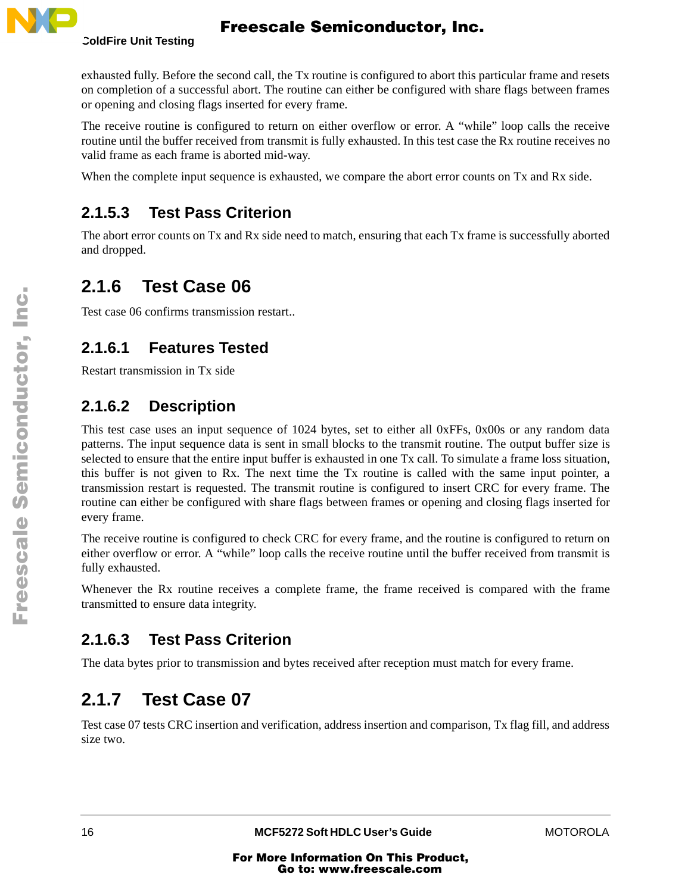exhausted fully. Before the second call, the Tx routine is configured to abort this particular frame and resets on completion of a successful abort. The routine can either be configured with share flags between frames or opening and closing flags inserted for every frame.

The receive routine is configured to return on either overflow or error. A “while” loop calls the receive routine until the buffer received from transmit is fully exhausted. In this test case the Rx routine receives no valid frame as each frame is aborted mid-way.

When the complete input sequence is exhausted, we compare the abort error counts on Tx and Rx side.

#### 2.1.5.3 Test Pass Criterion

The abort error counts on Tx and Rx side need to match, ensuring that each Tx frame is successfully aborted and dropped.

### 2.1.6 Test Case 06

Test case 06 confirms transmission restart..

#### 2.1.6.1 Features Tested

Restart transmission in Tx side

#### 2.1.6.2 Description

This test case uses an input sequence of 1024 bytes, set to either all 0xFFs, 0x00s or any random data patterns. The input sequence data is sent in small blocks to the transmit routine. The output buffer size is selected to ensure that the entire input buffer is exhausted in one Tx call. To simulate a frame loss situation, this buffer is not given to Rx. The next time the Tx routine is called with the same input pointer, a transmission restart is requested. The transmit routine is configured to insert CRC for every frame. The routine can either be configured with share flags between frames or opening and closing flags inserted for every frame.

The receive routine is configured to check CRC for every frame, and the routine is configured to return on either overflow or error. A “while” loop calls the receive routine until the buffer received from transmit is fully exhausted.

Whenever the Rx routine receives a complete frame, the frame received is compared with the frame transmitted to ensure data integrity.

#### 2.1.6.3 Test Pass Criterion

The data bytes prior to transmission and bytes received after reception must match for every frame.

### 2.1.7 Test Case 07

Test case 07 tests CRC insertion and verification, address insertion and comparison, Tx flag fill, and address size two.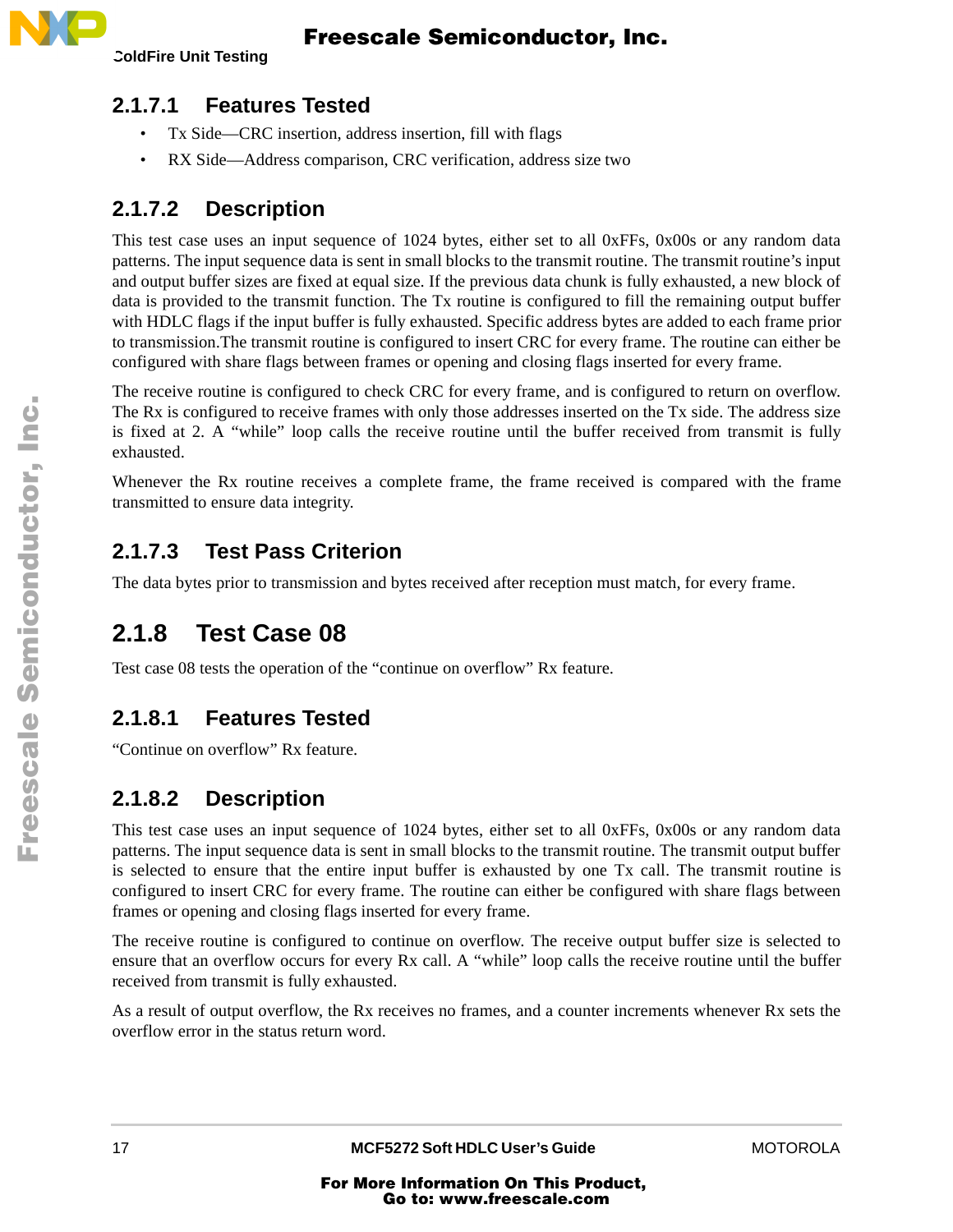#### 2.1.7.1 Features Tested

- Tx Side—CRC insertion, address insertion, fill with flags
- RX Side—Address comparison, CRC verification, address size two

#### 2.1.7.2 Description

This test case uses an input sequence of 1024 bytes, either set to all 0xFFs, 0x00s or any random data patterns. The input sequence data is sent in small blocks to the transmit routine. The transmit routine's input and output buffer sizes are fixed at equal size. If the previous data chunk is fully exhausted, a new block of data is provided to the transmit function. The Tx routine is configured to fill the remaining output buffer with HDLC flags if the input buffer is fully exhausted. Specific address bytes are added to each frame prior to transmission.The transmit routine is configured to insert CRC for every frame. The routine can either be configured with share flags between frames or opening and closing flags inserted for every frame.

The receive routine is configured to check CRC for every frame, and is configured to return on overflow. The Rx is configured to receive frames with only those addresses inserted on the Tx side. The address size is fixed at 2. A "while" loop calls the receive routine until the buffer received from transmit is fully exhausted.

Whenever the Rx routine receives a complete frame, the frame received is compared with the frame transmitted to ensure data integrity.

#### 2.1.7.3 Test Pass Criterion

The data bytes prior to transmission and bytes received after reception must match, for every frame.

### 2.1.8 Test Case 08

Test case 08 tests the operation of the "continue on overflow" Rx feature.

#### 2.1.8.1 Features Tested

"Continue on overflow" Rx feature.

#### 2.1.8.2 Description

This test case uses an input sequence of 1024 bytes, either set to all 0xFFs, 0x00s or any random data patterns. The input sequence data is sent in small blocks to the transmit routine. The transmit output buffer is selected to ensure that the entire input buffer is exhausted by one Tx call. The transmit routine is configured to insert CRC for every frame. The routine can either be configured with share flags between frames or opening and closing flags inserted for every frame.

The receive routine is configured to continue on overflow. The receive output buffer size is selected to ensure that an overflow occurs for every Rx call. A "while" loop calls the receive routine until the buffer received from transmit is fully exhausted.

As a result of output overflow, the Rx receives no frames, and a counter increments whenever Rx sets the overflow error in the status return word.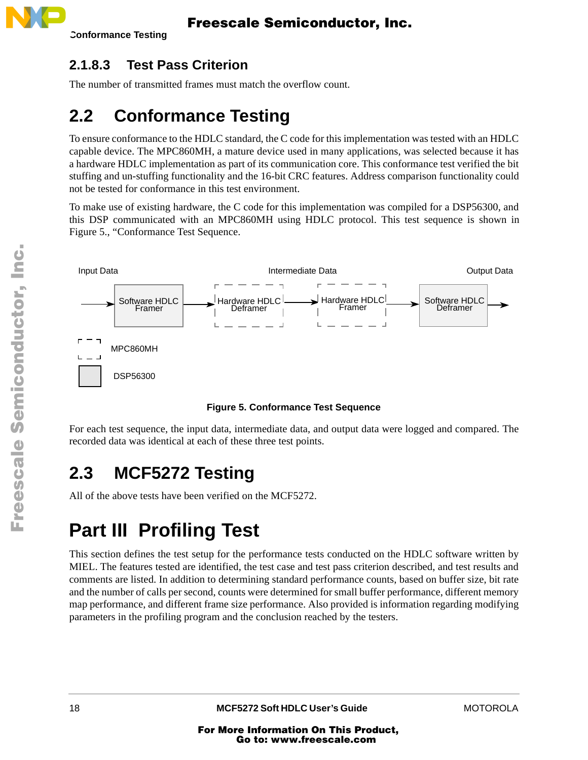### 2.1.8.3 Test Pass Criterion

The number of transmitted frames must match the overflow count.

## 2.2 Conformance Testing

To ensure conformance to the HDLC standard, the C code for this implementation was tested with an HDLC capable device. The MPC860MH, a mature device used in many applications, was selected because it has a hardware HDLC implementation as part of its communication core. This conformance test verified the bit stuffing and un-stuffing functionality and the 16-bit CRC features. Address comparison functionality could not be tested for conformance in this test environment.

To make use of existing hardware, the C code for this implementation was compiled for a DSP56300, and this DSP communicated with an MPC860MH using HDLC protocol. This test sequence is shown in Figure 5., "Conformance Test Sequence.

Input Data → Software HDLC Framer → Hardware HDLC Deframer → (Intermediate Data) → Hardware HDLC Framer → Software HDLC Deframer → Output Data

MPC860MH (dashed boxes)

DSP56300 (shaded boxes)

**Figure 5. Conformance Test Sequence**

For each test sequence, the input data, intermediate data, and output data were logged and compared. The recorded data was identical at each of these three test points.

## 2.3 MCF5272 Testing

All of the above tests have been verified on the MCF5272.

# Part III Profiling Test

This section defines the test setup for the performance tests conducted on the HDLC software written by MIEL. The features tested are identified, the test case and test pass criterion described, and test results and comments are listed. In addition to determining standard performance counts, based on buffer size, bit rate and the number of calls per second, counts were determined for small buffer performance, different memory map performance, and different frame size performance. Also provided is information regarding modifying parameters in the profiling program and the conclusion reached by the testers.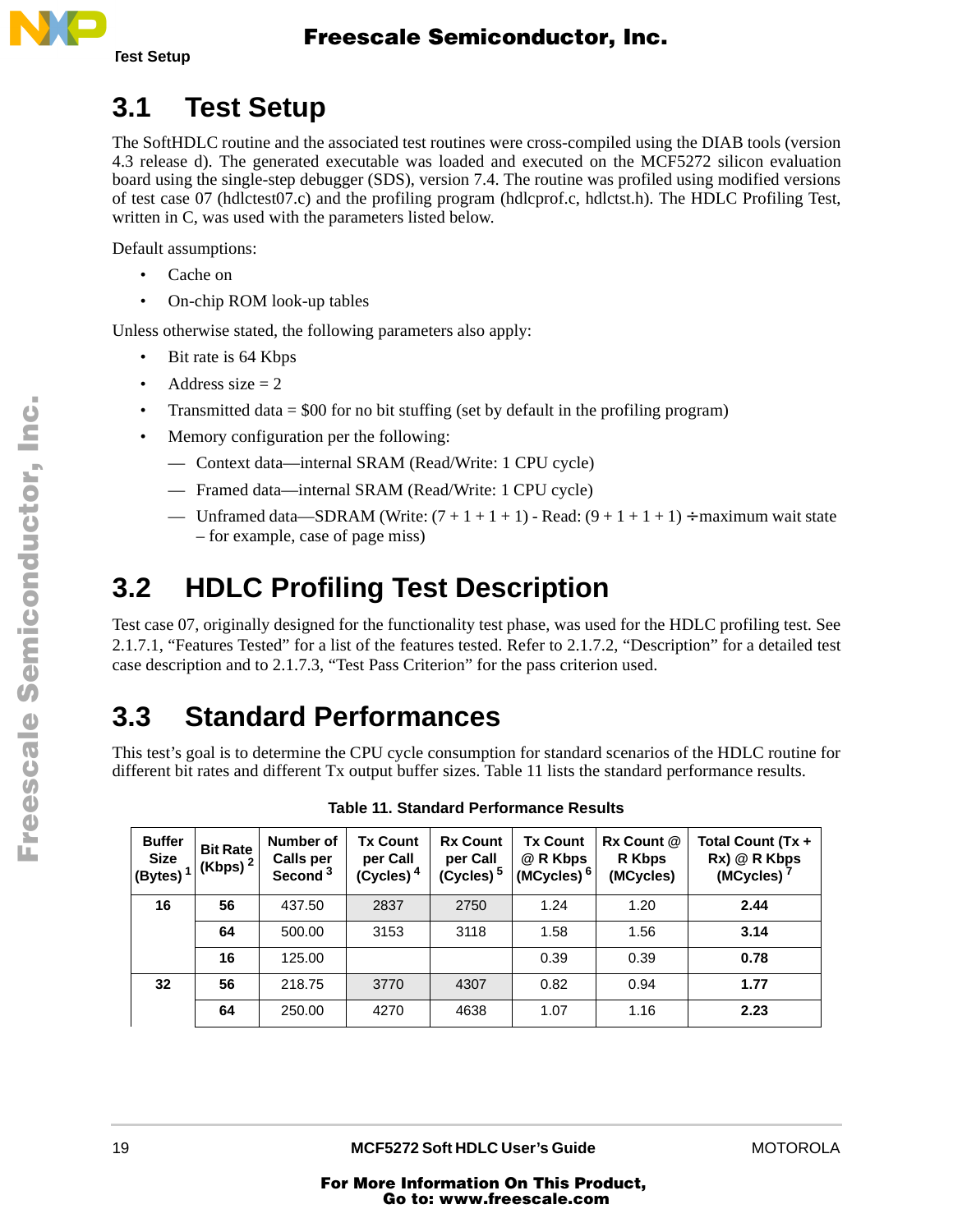## 3.1 Test Setup

The SoftHDLC routine and the associated test routines were cross-compiled using the DIAB tools (version 4.3 release d). The generated executable was loaded and executed on the MCF5272 silicon evaluation board using the single-step debugger (SDS), version 7.4. The routine was profiled using modified versions of test case 07 (hdlctest07.c) and the profiling program (hdlcprof.c, hdlctst.h). The HDLC Profiling Test, written in C, was used with the parameters listed below.

Default assumptions:

- Cache on
- On-chip ROM look-up tables

Unless otherwise stated, the following parameters also apply:

- Bit rate is 64 Kbps
- Address size = 2
- Transmitted data = $00 for no bit stuffing (set by default in the profiling program)
- Memory configuration per the following:
  - Context data—internal SRAM (Read/Write: 1 CPU cycle)
  - Framed data—internal SRAM (Read/Write: 1 CPU cycle)
  - Unframed data—SDRAM (Write: (7 + 1 + 1 + 1) - Read: (9 + 1 + 1 + 1) ÷maximum wait state – for example, case of page miss)

## 3.2 HDLC Profiling Test Description

Test case 07, originally designed for the functionality test phase, was used for the HDLC profiling test. See 2.1.7.1, “Features Tested” for a list of the features tested. Refer to 2.1.7.2, “Description” for a detailed test case description and to 2.1.7.3, “Test Pass Criterion” for the pass criterion used.

## 3.3 Standard Performances

This test’s goal is to determine the CPU cycle consumption for standard scenarios of the HDLC routine for different bit rates and different Tx output buffer sizes. Table 11 lists the standard performance results.

**Table 11. Standard Performance Results**

| Buffer Size (Bytes) [1] | Bit Rate (Kbps) [2] | Number of Calls per Second [3] | Tx Count per Call (Cycles) [4] | Rx Count per Call (Cycles) [5] | Tx Count @ R Kbps (MCycles) [6] | Rx Count @ R Kbps (MCycles) | Total Count (Tx + Rx) @ R Kbps (MCycles) [7] |
|---|---|---|---|---|---|---|---|
| **16** | **56** | 437.50 | 2837 | 2750 | 1.24 | 1.20 | **2.44** |
| | **64** | 500.00 | 3153 | 3118 | 1.58 | 1.56 | **3.14** |
| | **16** | 125.00 | | | 0.39 | 0.39 | **0.78** |
| **32** | **56** | 218.75 | 3770 | 4307 | 0.82 | 0.94 | **1.77** |
| | **64** | 250.00 | 4270 | 4638 | 1.07 | 1.16 | **2.23** |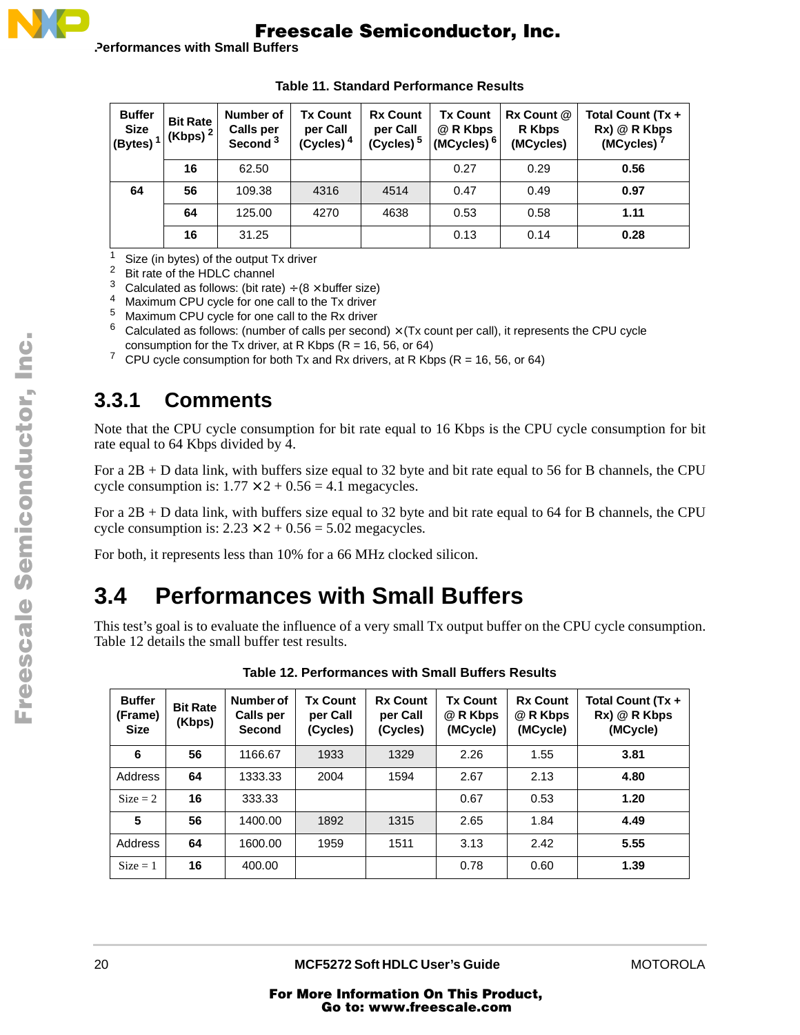**Table 11. Standard Performance Results**

| Buffer Size (Bytes) [1] | Bit Rate (Kbps) [2] | Number of Calls per Second [3] | Tx Count per Call (Cycles) [4] | Rx Count per Call (Cycles) [5] | Tx Count @ R Kbps (MCycles) [6] | Rx Count @ R Kbps (MCycles) | Total Count (Tx + Rx) @ R Kbps (MCycles) [7] |
|---|---|---|---|---|---|---|---|
| | **16** | 62.50 | | | 0.27 | 0.29 | **0.56** |
| **64** | **56** | 109.38 | 4316 | 4514 | 0.47 | 0.49 | **0.97** |
| | **64** | 125.00 | 4270 | 4638 | 0.53 | 0.58 | **1.11** |
| | **16** | 31.25 | | | 0.13 | 0.14 | **0.28** |

[1] Size (in bytes) of the output Tx driver
[2] Bit rate of the HDLC channel
[3] Calculated as follows: (bit rate) ÷ (8 × buffer size)
[4] Maximum CPU cycle for one call to the Tx driver
[5] Maximum CPU cycle for one call to the Rx driver
[6] Calculated as follows: (number of calls per second) × (Tx count per call), it represents the CPU cycle consumption for the Tx driver, at R Kbps (R = 16, 56, or 64)
[7] CPU cycle consumption for both Tx and Rx drivers, at R Kbps (R = 16, 56, or 64)

### 3.3.1 Comments

Note that the CPU cycle consumption for bit rate equal to 16 Kbps is the CPU cycle consumption for bit rate equal to 64 Kbps divided by 4.

For a 2B + D data link, with buffers size equal to 32 byte and bit rate equal to 56 for B channels, the CPU cycle consumption is: $1.77 \times 2 + 0.56 = 4.1$ megacycles.

For a 2B + D data link, with buffers size equal to 32 byte and bit rate equal to 64 for B channels, the CPU cycle consumption is: $2.23 \times 2 + 0.56 = 5.02$ megacycles.

For both, it represents less than 10% for a 66 MHz clocked silicon.

## 3.4 Performances with Small Buffers

This test's goal is to evaluate the influence of a very small Tx output buffer on the CPU cycle consumption. Table 12 details the small buffer test results.

**Table 12. Performances with Small Buffers Results**

| Buffer (Frame) Size | Bit Rate (Kbps) | Number of Calls per Second | Tx Count per Call (Cycles) | Rx Count per Call (Cycles) | Tx Count @ R Kbps (MCycle) | Rx Count @ R Kbps (MCycle) | Total Count (Tx + Rx) @ R Kbps (MCycle) |
|---|---|---|---|---|---|---|---|
| **6** | **56** | 1166.67 | 1933 | 1329 | 2.26 | 1.55 | **3.81** |
| Address | **64** | 1333.33 | 2004 | 1594 | 2.67 | 2.13 | **4.80** |
| Size = 2 | **16** | 333.33 | | | 0.67 | 0.53 | **1.20** |
| **5** | **56** | 1400.00 | 1892 | 1315 | 2.65 | 1.84 | **4.49** |
| Address | **64** | 1600.00 | 1959 | 1511 | 3.13 | 2.42 | **5.55** |
| Size = 1 | **16** | 400.00 | | | 0.78 | 0.60 | **1.39** |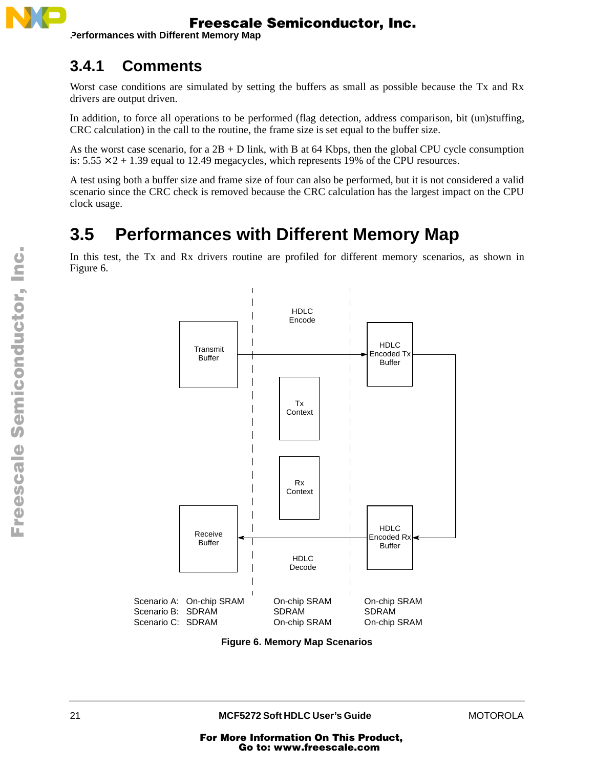### 3.4.1 Comments

Worst case conditions are simulated by setting the buffers as small as possible because the Tx and Rx drivers are output driven.

In addition, to force all operations to be performed (flag detection, address comparison, bit (un)stuffing, CRC calculation) in the call to the routine, the frame size is set equal to the buffer size.

As the worst case scenario, for a 2B + D link, with B at 64 Kbps, then the global CPU cycle consumption is: $5.55 \times 2 + 1.39$ equal to 12.49 megacycles, which represents 19% of the CPU resources.

A test using both a buffer size and frame size of four can also be performed, but it is not considered a valid scenario since the CRC check is removed because the CRC calculation has the largest impact on the CPU clock usage.

## 3.5 Performances with Different Memory Map

In this test, the Tx and Rx drivers routine are profiled for different memory scenarios, as shown in Figure 6.

Transmit Buffer → HDLC Encode → HDLC Encoded Tx Buffer → HDLC Encoded Rx Buffer → HDLC Decode → Receive Buffer

Tx Context, Rx Context

| | Transmit/Receive Buffer | Tx/Rx Context | HDLC Encoded Tx/Rx Buffer |
|---|---|---|---|
| Scenario A: | On-chip SRAM | On-chip SRAM | On-chip SRAM |
| Scenario B: | SDRAM | SDRAM | SDRAM |
| Scenario C: | SDRAM | On-chip SRAM | On-chip SRAM |

**Figure 6. Memory Map Scenarios**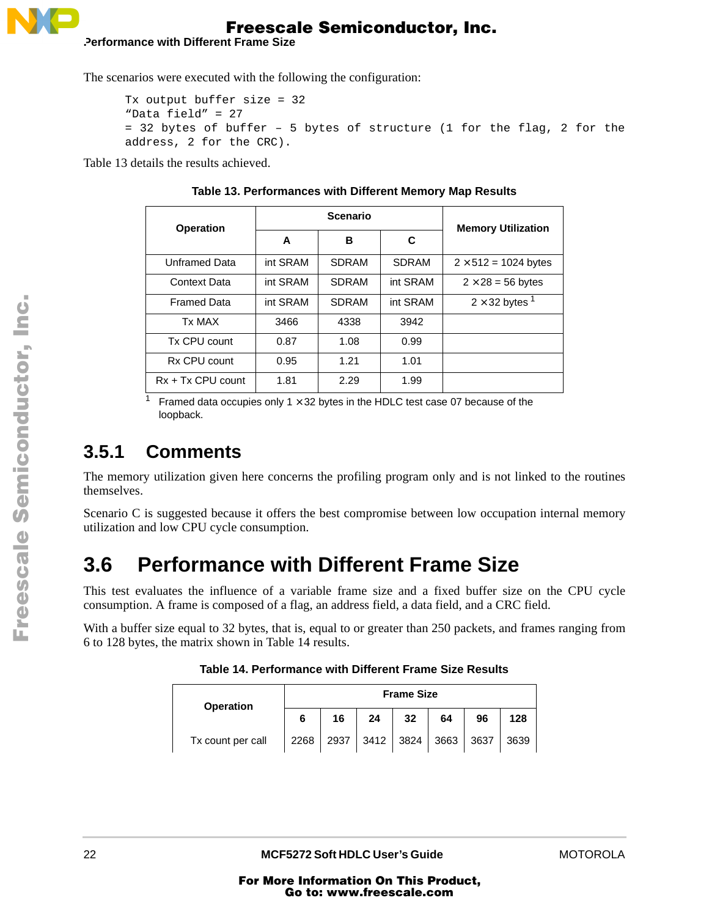The scenarios were executed with the following the configuration:

```
Tx output buffer size = 32
“Data field” = 27
= 32 bytes of buffer – 5 bytes of structure (1 for the flag, 2 for the
address, 2 for the CRC).
```

Table 13 details the results achieved.

**Table 13. Performances with Different Memory Map Results**

| Operation | Scenario | | | Memory Utilization |
|---|---|---|---|---|
| | A | B | C | |
| Unframed Data | int SRAM | SDRAM | SDRAM | 2 × 512 = 1024 bytes |
| Context Data | int SRAM | SDRAM | int SRAM | 2 × 28 = 56 bytes |
| Framed Data | int SRAM | SDRAM | int SRAM | 2 × 32 bytes [1] |
| Tx MAX | 3466 | 4338 | 3942 | |
| Tx CPU count | 0.87 | 1.08 | 0.99 | |
| Rx CPU count | 0.95 | 1.21 | 1.01 | |
| Rx + Tx CPU count | 1.81 | 2.29 | 1.99 | |

[1] Framed data occupies only 1 × 32 bytes in the HDLC test case 07 because of the loopback.

### 3.5.1 Comments

The memory utilization given here concerns the profiling program only and is not linked to the routines themselves.

Scenario C is suggested because it offers the best compromise between low occupation internal memory utilization and low CPU cycle consumption.

## 3.6 Performance with Different Frame Size

This test evaluates the influence of a variable frame size and a fixed buffer size on the CPU cycle consumption. A frame is composed of a flag, an address field, a data field, and a CRC field.

With a buffer size equal to 32 bytes, that is, equal to or greater than 250 packets, and frames ranging from 6 to 128 bytes, the matrix shown in Table 14 results.

**Table 14. Performance with Different Frame Size Results**

| Operation | Frame Size | | | | | | |
|---|---|---|---|---|---|---|---|
| | 6 | 16 | 24 | 32 | 64 | 96 | 128 |
| Tx count per call | 2268 | 2937 | 3412 | 3824 | 3663 | 3637 | 3639 |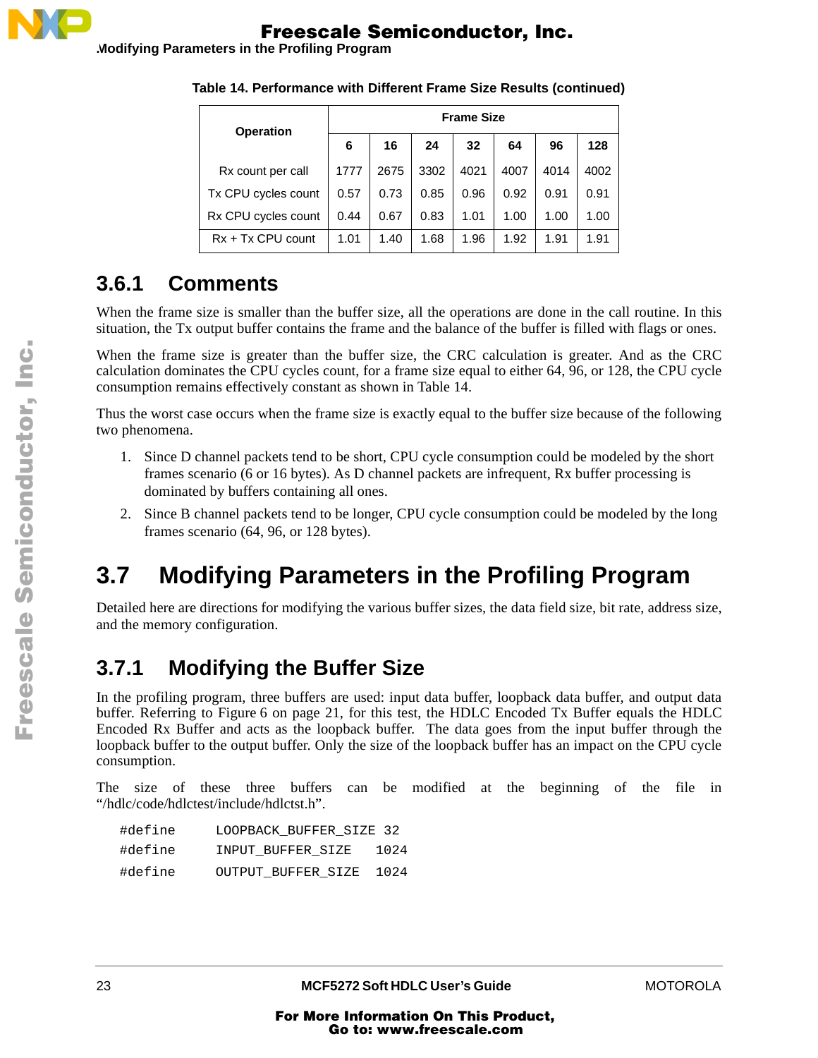**Table 14. Performance with Different Frame Size Results (continued)**

| Operation | Frame Size | | | | | | |
|---|---|---|---|---|---|---|---|
| | 6 | 16 | 24 | 32 | 64 | 96 | 128 |
| Rx count per call | 1777 | 2675 | 3302 | 4021 | 4007 | 4014 | 4002 |
| Tx CPU cycles count | 0.57 | 0.73 | 0.85 | 0.96 | 0.92 | 0.91 | 0.91 |
| Rx CPU cycles count | 0.44 | 0.67 | 0.83 | 1.01 | 1.00 | 1.00 | 1.00 |
| Rx + Tx CPU count | 1.01 | 1.40 | 1.68 | 1.96 | 1.92 | 1.91 | 1.91 |

### 3.6.1 Comments

When the frame size is smaller than the buffer size, all the operations are done in the call routine. In this situation, the Tx output buffer contains the frame and the balance of the buffer is filled with flags or ones.

When the frame size is greater than the buffer size, the CRC calculation is greater. And as the CRC calculation dominates the CPU cycles count, for a frame size equal to either 64, 96, or 128, the CPU cycle consumption remains effectively constant as shown in Table 14.

Thus the worst case occurs when the frame size is exactly equal to the buffer size because of the following two phenomena.

1. Since D channel packets tend to be short, CPU cycle consumption could be modeled by the short frames scenario (6 or 16 bytes). As D channel packets are infrequent, Rx buffer processing is dominated by buffers containing all ones.
2. Since B channel packets tend to be longer, CPU cycle consumption could be modeled by the long frames scenario (64, 96, or 128 bytes).

## 3.7 Modifying Parameters in the Profiling Program

Detailed here are directions for modifying the various buffer sizes, the data field size, bit rate, address size, and the memory configuration.

### 3.7.1 Modifying the Buffer Size

In the profiling program, three buffers are used: input data buffer, loopback data buffer, and output data buffer. Referring to Figure 6 on page 21, for this test, the HDLC Encoded Tx Buffer equals the HDLC Encoded Rx Buffer and acts as the loopback buffer. The data goes from the input buffer through the loopback buffer to the output buffer. Only the size of the loopback buffer has an impact on the CPU cycle consumption.

The size of these three buffers can be modified at the beginning of the file in "/hdlc/code/hdlctest/include/hdlctst.h".

```
#define     LOOPBACK_BUFFER_SIZE 32
#define     INPUT_BUFFER_SIZE    1024
#define     OUTPUT_BUFFER_SIZE   1024
```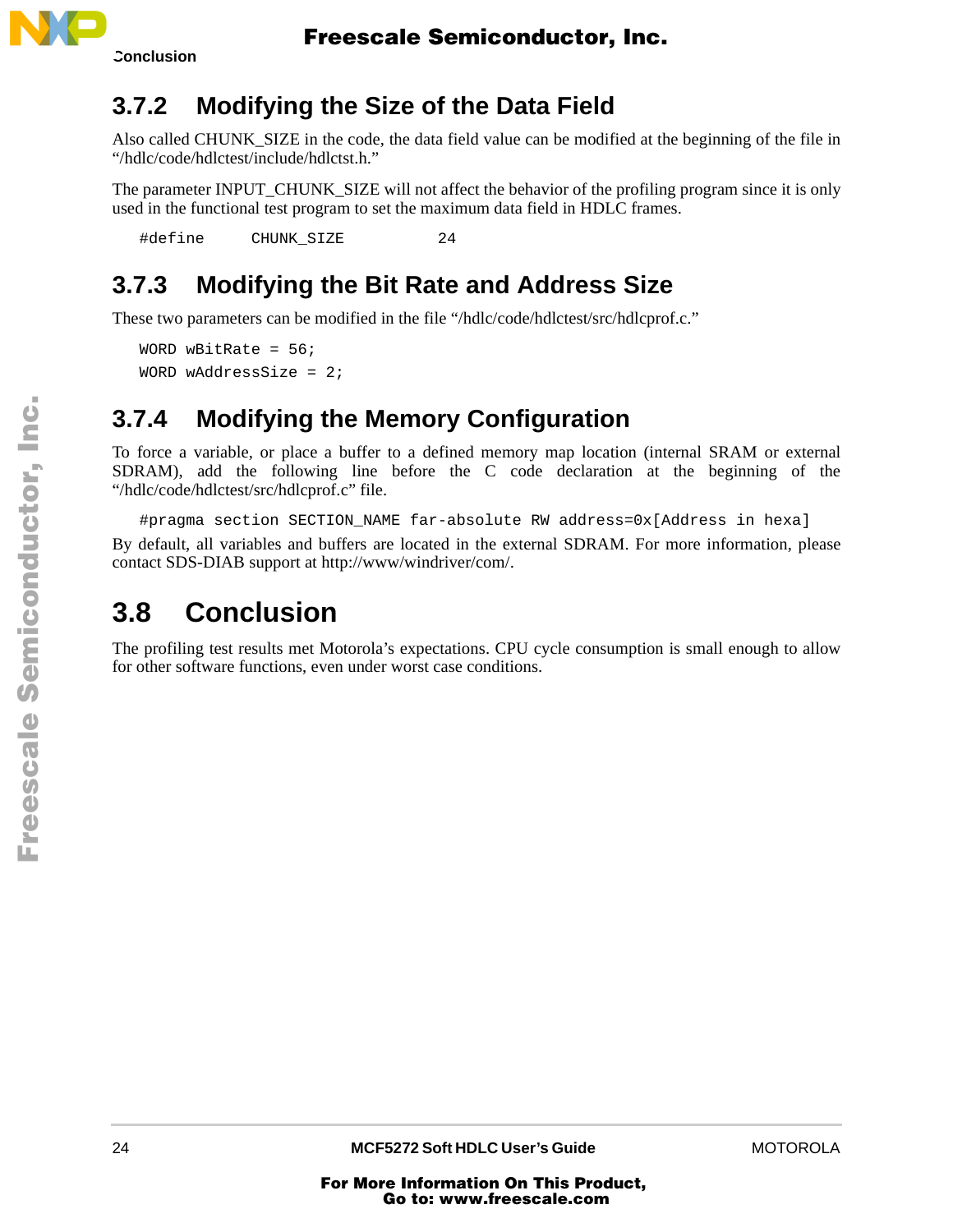### 3.7.2 Modifying the Size of the Data Field

Also called CHUNK_SIZE in the code, the data field value can be modified at the beginning of the file in "/hdlc/code/hdlctest/include/hdlctst.h."

The parameter INPUT_CHUNK_SIZE will not affect the behavior of the profiling program since it is only used in the functional test program to set the maximum data field in HDLC frames.

```
#define      CHUNK_SIZE          24
```

### 3.7.3 Modifying the Bit Rate and Address Size

These two parameters can be modified in the file "/hdlc/code/hdlctest/src/hdlcprof.c."

```
WORD wBitRate = 56;
WORD wAddressSize = 2;
```

### 3.7.4 Modifying the Memory Configuration

To force a variable, or place a buffer to a defined memory map location (internal SRAM or external SDRAM), add the following line before the C code declaration at the beginning of the "/hdlc/code/hdlctest/src/hdlcprof.c" file.

```
#pragma section SECTION_NAME far-absolute RW address=0x[Address in hexa]
```

By default, all variables and buffers are located in the external SDRAM. For more information, please contact SDS-DIAB support at http://www/windriver/com/.

## 3.8 Conclusion

The profiling test results met Motorola's expectations. CPU cycle consumption is small enough to allow for other software functions, even under worst case conditions.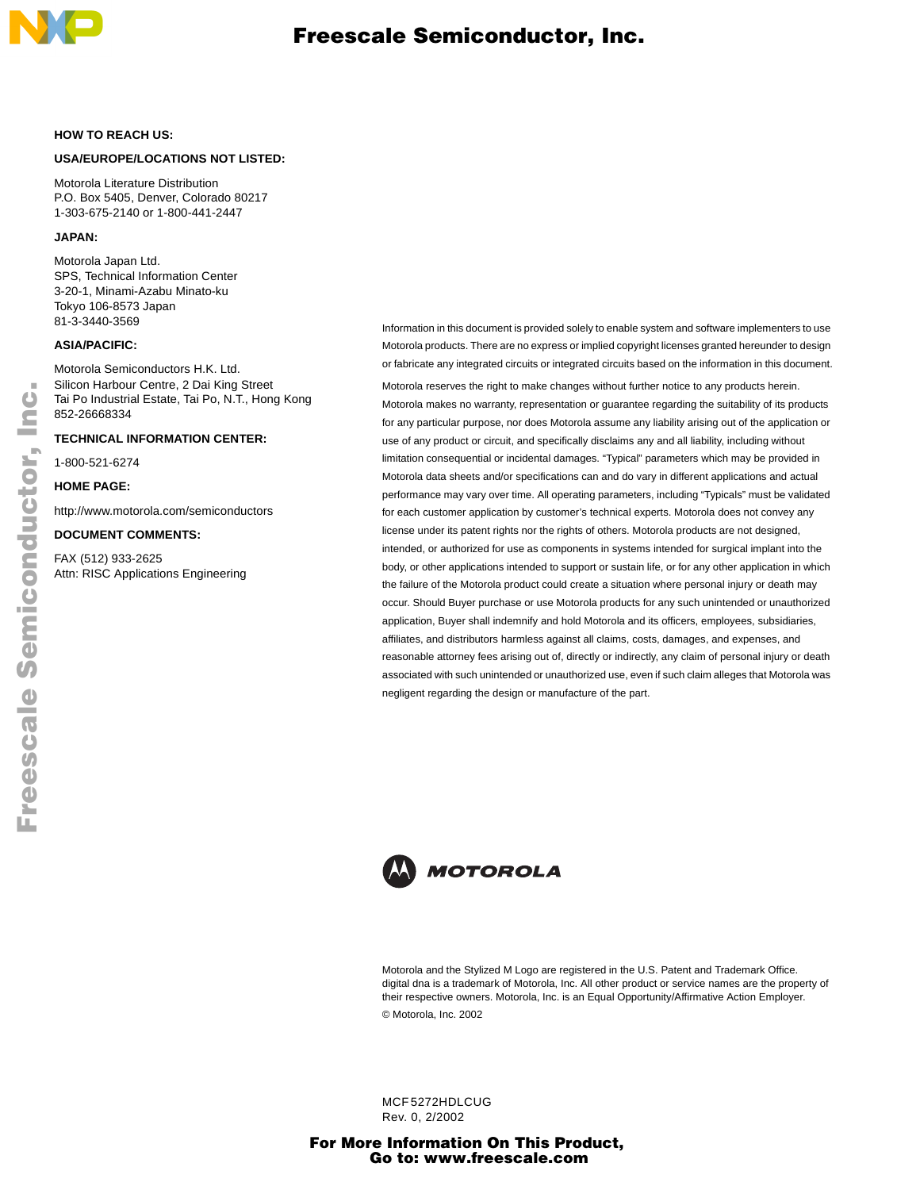**HOW TO REACH US:**

**USA/EUROPE/LOCATIONS NOT LISTED:**

Motorola Literature Distribution
P.O. Box 5405, Denver, Colorado 80217
1-303-675-2140 or 1-800-441-2447

**JAPAN:**

Motorola Japan Ltd.
SPS, Technical Information Center
3-20-1, Minami-Azabu Minato-ku
Tokyo 106-8573 Japan
81-3-3440-3569

**ASIA/PACIFIC:**

Motorola Semiconductors H.K. Ltd.
Silicon Harbour Centre, 2 Dai King Street
Tai Po Industrial Estate, Tai Po, N.T., Hong Kong
852-26668334

**TECHNICAL INFORMATION CENTER:**

1-800-521-6274

**HOME PAGE:**

http://www.motorola.com/semiconductors

**DOCUMENT COMMENTS:**

FAX (512) 933-2625
Attn: RISC Applications Engineering

Information in this document is provided solely to enable system and software implementers to use Motorola products. There are no express or implied copyright licenses granted hereunder to design or fabricate any integrated circuits or integrated circuits based on the information in this document.

Motorola reserves the right to make changes without further notice to any products herein. Motorola makes no warranty, representation or guarantee regarding the suitability of its products for any particular purpose, nor does Motorola assume any liability arising out of the application or use of any product or circuit, and specifically disclaims any and all liability, including without limitation consequential or incidental damages. "Typical" parameters which may be provided in Motorola data sheets and/or specifications can and do vary in different applications and actual performance may vary over time. All operating parameters, including "Typicals" must be validated for each customer application by customer's technical experts. Motorola does not convey any license under its patent rights nor the rights of others. Motorola products are not designed, intended, or authorized for use as components in systems intended for surgical implant into the body, or other applications intended to support or sustain life, or for any other application in which the failure of the Motorola product could create a situation where personal injury or death may occur. Should Buyer purchase or use Motorola products for any such unintended or unauthorized application, Buyer shall indemnify and hold Motorola and its officers, employees, subsidiaries, affiliates, and distributors harmless against all claims, costs, damages, and expenses, and reasonable attorney fees arising out of, directly or indirectly, any claim of personal injury or death associated with such unintended or unauthorized use, even if such claim alleges that Motorola was negligent regarding the design or manufacture of the part.

MOTOROLA

Motorola and the Stylized M Logo are registered in the U.S. Patent and Trademark Office. digital dna is a trademark of Motorola, Inc. All other product or service names are the property of their respective owners. Motorola, Inc. is an Equal Opportunity/Affirmative Action Employer.

© Motorola, Inc. 2002

MCF5272HDLCUG
Rev. 0, 2/2002